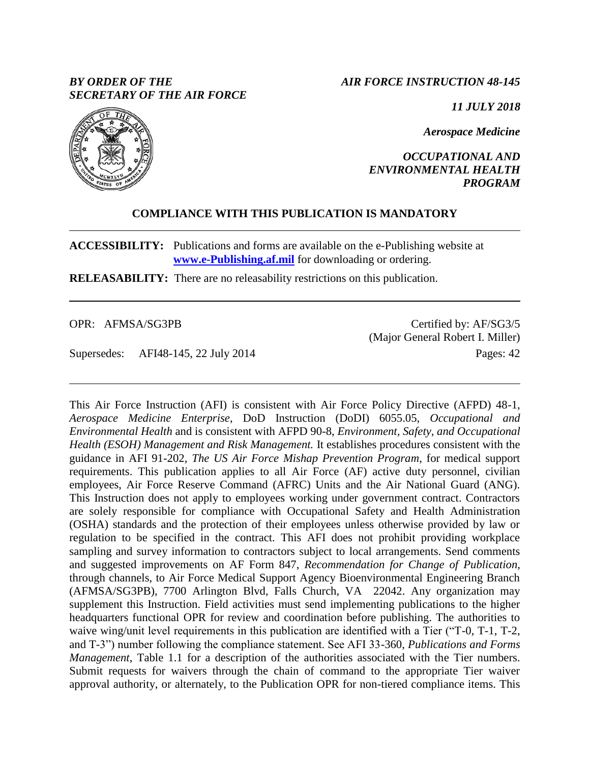*BY ORDER OF THE SECRETARY OF THE AIR FORCE*

*AIR FORCE INSTRUCTION 48-145*

*11 JULY 2018*

*Aerospace Medicine*

*OCCUPATIONAL AND ENVIRONMENTAL HEALTH PROGRAM*

**COMPLIANCE WITH THIS PUBLICATION IS MANDATORY**

---

**ACCESSIBILITY:** Publications and forms are available on the e-Publishing website at **www.e-Publishing.af.mil** for downloading or ordering.

**RELEASABILITY:** There are no releasability restrictions on this publication.

---

OPR: AFMSA/SG3PB

Certified by: AF/SG3/5 (Major General Robert I. Miller)

Supersedes: AFI48-145, 22 July 2014

Pages: 42

---

This Air Force Instruction (AFI) is consistent with Air Force Policy Directive (AFPD) 48-1, *Aerospace Medicine Enterprise*, DoD Instruction (DoDI) 6055.05, *Occupational and Environmental Health* and is consistent with AFPD 90-8, *Environment, Safety, and Occupational Health (ESOH) Management and Risk Management.* It establishes procedures consistent with the guidance in AFI 91-202, *The US Air Force Mishap Prevention Program*, for medical support requirements. This publication applies to all Air Force (AF) active duty personnel, civilian employees, Air Force Reserve Command (AFRC) Units and the Air National Guard (ANG). This Instruction does not apply to employees working under government contract. Contractors are solely responsible for compliance with Occupational Safety and Health Administration (OSHA) standards and the protection of their employees unless otherwise provided by law or regulation to be specified in the contract. This AFI does not prohibit providing workplace sampling and survey information to contractors subject to local arrangements. Send comments and suggested improvements on AF Form 847, *Recommendation for Change of Publication*, through channels, to Air Force Medical Support Agency Bioenvironmental Engineering Branch (AFMSA/SG3PB), 7700 Arlington Blvd, Falls Church, VA 22042. Any organization may supplement this Instruction. Field activities must send implementing publications to the higher headquarters functional OPR for review and coordination before publishing. The authorities to waive wing/unit level requirements in this publication are identified with a Tier ("T-0, T-1, T-2, and T-3") number following the compliance statement. See AFI 33-360, *Publications and Forms Management*, Table 1.1 for a description of the authorities associated with the Tier numbers. Submit requests for waivers through the chain of command to the appropriate Tier waiver approval authority, or alternately, to the Publication OPR for non-tiered compliance items. This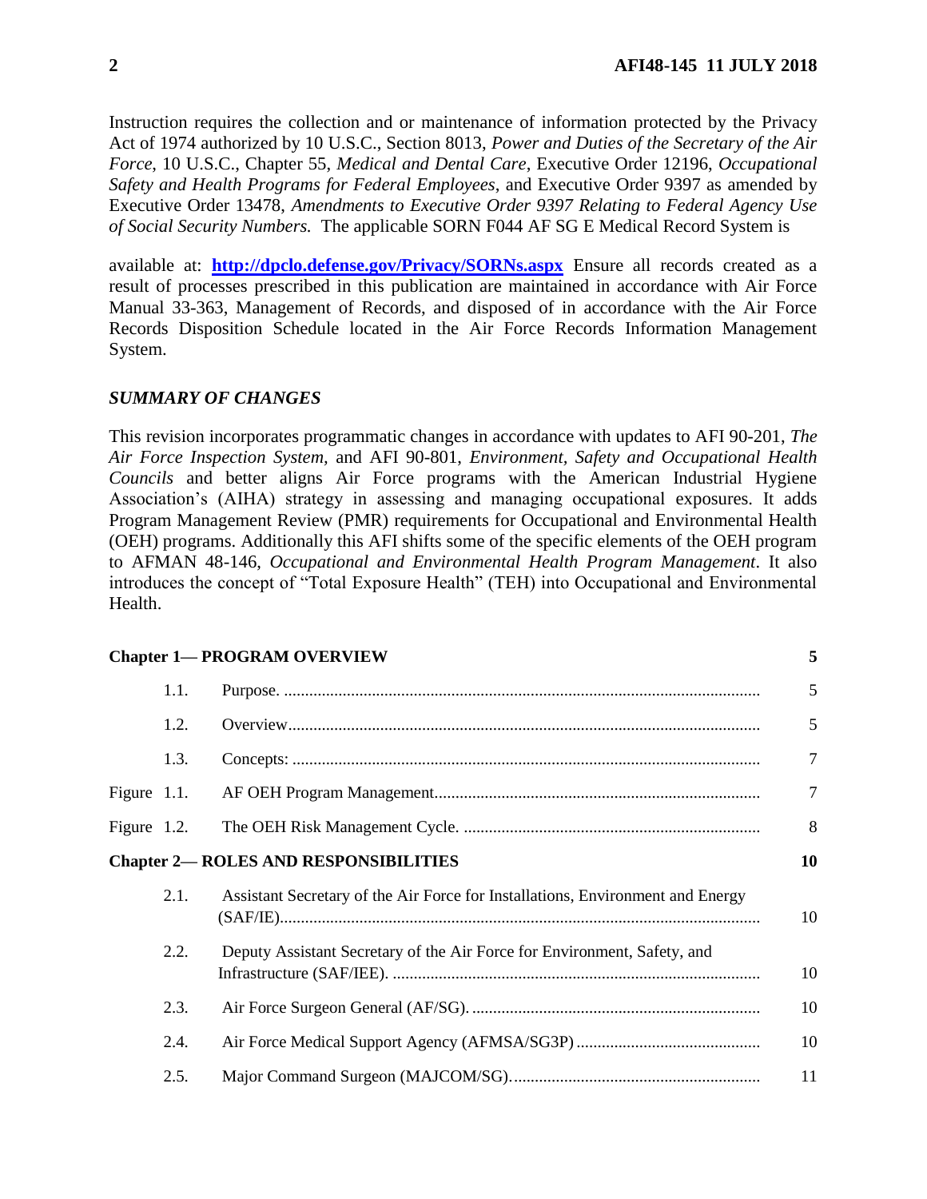Instruction requires the collection and or maintenance of information protected by the Privacy Act of 1974 authorized by 10 U.S.C., Section 8013, *Power and Duties of the Secretary of the Air Force*, 10 U.S.C., Chapter 55, *Medical and Dental Care*, Executive Order 12196, *Occupational Safety and Health Programs for Federal Employees*, and Executive Order 9397 as amended by Executive Order 13478, *Amendments to Executive Order 9397 Relating to Federal Agency Use of Social Security Numbers.* The applicable SORN F044 AF SG E Medical Record System is

available at: **http://dpclo.defense.gov/Privacy/SORNs.aspx** Ensure all records created as a result of processes prescribed in this publication are maintained in accordance with Air Force Manual 33-363, Management of Records, and disposed of in accordance with the Air Force Records Disposition Schedule located in the Air Force Records Information Management System.

## *SUMMARY OF CHANGES*

This revision incorporates programmatic changes in accordance with updates to AFI 90-201, *The Air Force Inspection System,* and AFI 90-801, *Environment, Safety and Occupational Health Councils* and better aligns Air Force programs with the American Industrial Hygiene Association's (AIHA) strategy in assessing and managing occupational exposures. It adds Program Management Review (PMR) requirements for Occupational and Environmental Health (OEH) programs. Additionally this AFI shifts some of the specific elements of the OEH program to AFMAN 48-146, *Occupational and Environmental Health Program Management*. It also introduces the concept of "Total Exposure Health" (TEH) into Occupational and Environmental Health.

| | | |
|---|---|---|
| **Chapter 1— PROGRAM OVERVIEW** | | **5** |
| 1.1. | Purpose. | 5 |
| 1.2. | Overview | 5 |
| 1.3. | Concepts: | 7 |
| Figure 1.1. | AF OEH Program Management | 7 |
| Figure 1.2. | The OEH Risk Management Cycle. | 8 |
| **Chapter 2— ROLES AND RESPONSIBILITIES** | | **10** |
| 2.1. | Assistant Secretary of the Air Force for Installations, Environment and Energy (SAF/IE) | 10 |
| 2.2. | Deputy Assistant Secretary of the Air Force for Environment, Safety, and Infrastructure (SAF/IEE). | 10 |
| 2.3. | Air Force Surgeon General (AF/SG). | 10 |
| 2.4. | Air Force Medical Support Agency (AFMSA/SG3P) | 10 |
| 2.5. | Major Command Surgeon (MAJCOM/SG). | 11 |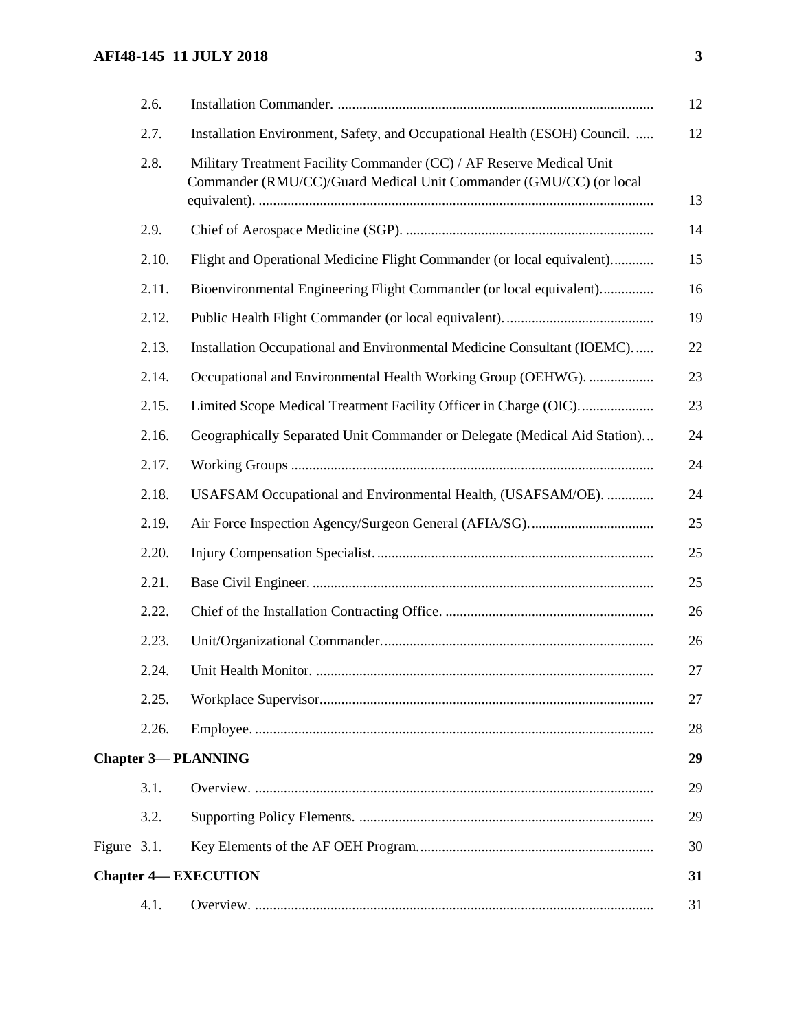| | | |
|---|---|---|
| 2.6. | Installation Commander. | 12 |
| 2.7. | Installation Environment, Safety, and Occupational Health (ESOH) Council. | 12 |
| 2.8. | Military Treatment Facility Commander (CC) / AF Reserve Medical Unit Commander (RMU/CC)/Guard Medical Unit Commander (GMU/CC) (or local equivalent). | 13 |
| 2.9. | Chief of Aerospace Medicine (SGP). | 14 |
| 2.10. | Flight and Operational Medicine Flight Commander (or local equivalent). | 15 |
| 2.11. | Bioenvironmental Engineering Flight Commander (or local equivalent). | 16 |
| 2.12. | Public Health Flight Commander (or local equivalent). | 19 |
| 2.13. | Installation Occupational and Environmental Medicine Consultant (IOEMC). | 22 |
| 2.14. | Occupational and Environmental Health Working Group (OEHWG). | 23 |
| 2.15. | Limited Scope Medical Treatment Facility Officer in Charge (OIC). | 23 |
| 2.16. | Geographically Separated Unit Commander or Delegate (Medical Aid Station)... | 24 |
| 2.17. | Working Groups | 24 |
| 2.18. | USAFSAM Occupational and Environmental Health, (USAFSAM/OE). | 24 |
| 2.19. | Air Force Inspection Agency/Surgeon General (AFIA/SG). | 25 |
| 2.20. | Injury Compensation Specialist. | 25 |
| 2.21. | Base Civil Engineer. | 25 |
| 2.22. | Chief of the Installation Contracting Office. | 26 |
| 2.23. | Unit/Organizational Commander. | 26 |
| 2.24. | Unit Health Monitor. | 27 |
| 2.25. | Workplace Supervisor. | 27 |
| 2.26. | Employee. | 28 |
| **Chapter 3— PLANNING** | | **29** |
| 3.1. | Overview. | 29 |
| 3.2. | Supporting Policy Elements. | 29 |
| Figure 3.1. | Key Elements of the AF OEH Program. | 30 |
| **Chapter 4— EXECUTION** | | **31** |
| 4.1. | Overview. | 31 |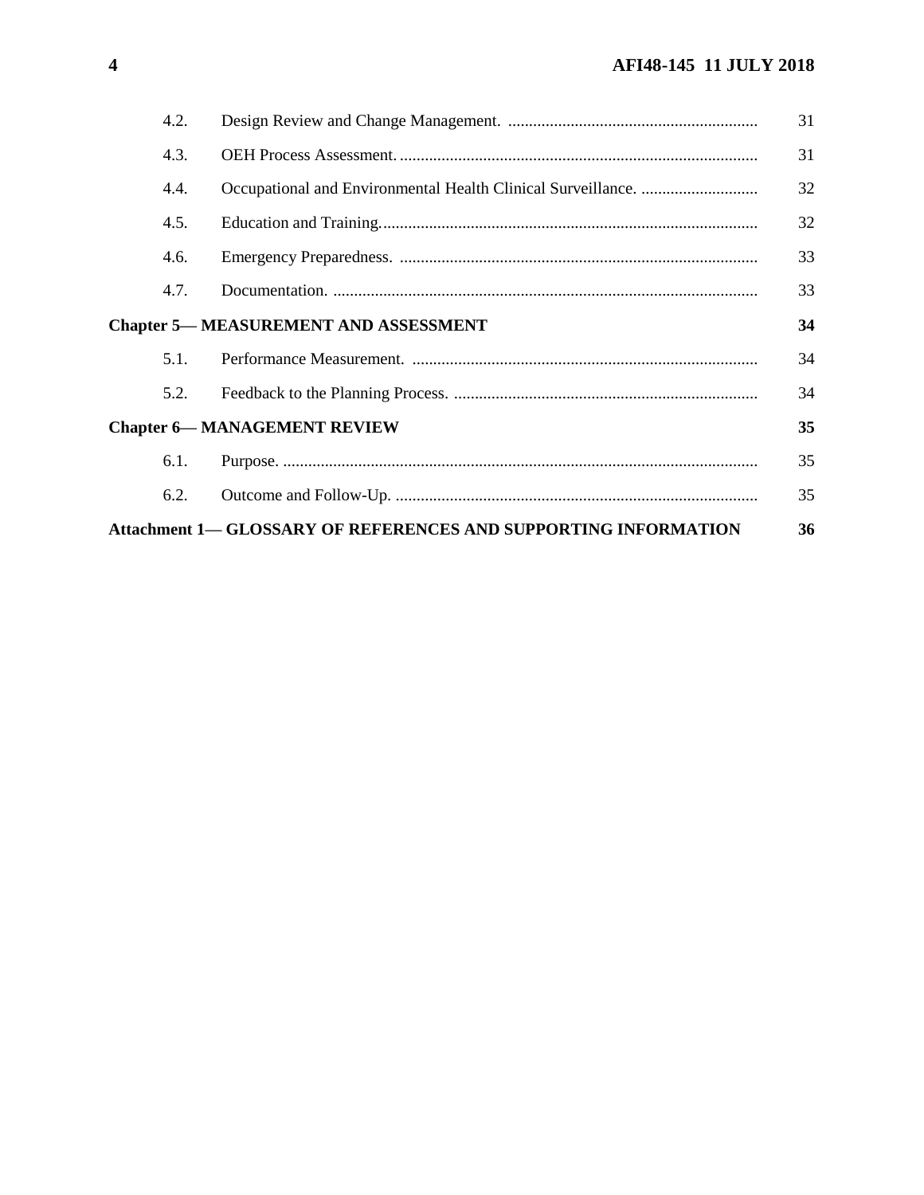| | | |
|---|---|---|
| 4.2. | Design Review and Change Management. | 31 |
| 4.3. | OEH Process Assessment. | 31 |
| 4.4. | Occupational and Environmental Health Clinical Surveillance. | 32 |
| 4.5. | Education and Training. | 32 |
| 4.6. | Emergency Preparedness. | 33 |
| 4.7. | Documentation. | 33 |
| **Chapter 5— MEASUREMENT AND ASSESSMENT** | | **34** |
| 5.1. | Performance Measurement. | 34 |
| 5.2. | Feedback to the Planning Process. | 34 |
| **Chapter 6— MANAGEMENT REVIEW** | | **35** |
| 6.1. | Purpose. | 35 |
| 6.2. | Outcome and Follow-Up. | 35 |
| **Attachment 1— GLOSSARY OF REFERENCES AND SUPPORTING INFORMATION** | | **36** |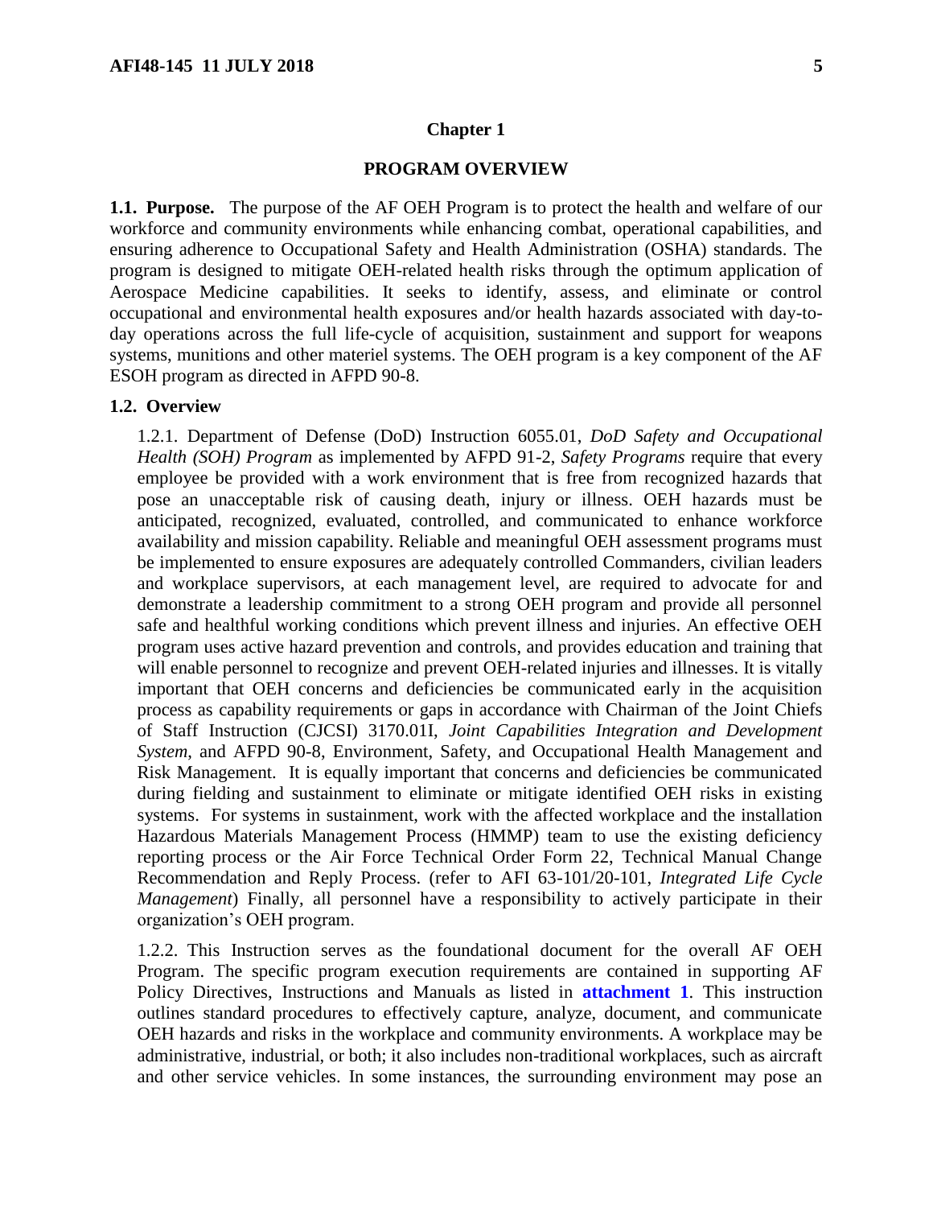# Chapter 1

## PROGRAM OVERVIEW

**1.1. Purpose.** The purpose of the AF OEH Program is to protect the health and welfare of our workforce and community environments while enhancing combat, operational capabilities, and ensuring adherence to Occupational Safety and Health Administration (OSHA) standards. The program is designed to mitigate OEH-related health risks through the optimum application of Aerospace Medicine capabilities. It seeks to identify, assess, and eliminate or control occupational and environmental health exposures and/or health hazards associated with day-to-day operations across the full life-cycle of acquisition, sustainment and support for weapons systems, munitions and other materiel systems. The OEH program is a key component of the AF ESOH program as directed in AFPD 90-8.

**1.2. Overview**

1.2.1. Department of Defense (DoD) Instruction 6055.01, *DoD Safety and Occupational Health (SOH) Program* as implemented by AFPD 91-2, *Safety Programs* require that every employee be provided with a work environment that is free from recognized hazards that pose an unacceptable risk of causing death, injury or illness. OEH hazards must be anticipated, recognized, evaluated, controlled, and communicated to enhance workforce availability and mission capability. Reliable and meaningful OEH assessment programs must be implemented to ensure exposures are adequately controlled Commanders, civilian leaders and workplace supervisors, at each management level, are required to advocate for and demonstrate a leadership commitment to a strong OEH program and provide all personnel safe and healthful working conditions which prevent illness and injuries. An effective OEH program uses active hazard prevention and controls, and provides education and training that will enable personnel to recognize and prevent OEH-related injuries and illnesses. It is vitally important that OEH concerns and deficiencies be communicated early in the acquisition process as capability requirements or gaps in accordance with Chairman of the Joint Chiefs of Staff Instruction (CJCSI) 3170.01I, *Joint Capabilities Integration and Development System*, and AFPD 90-8, Environment, Safety, and Occupational Health Management and Risk Management. It is equally important that concerns and deficiencies be communicated during fielding and sustainment to eliminate or mitigate identified OEH risks in existing systems. For systems in sustainment, work with the affected workplace and the installation Hazardous Materials Management Process (HMMP) team to use the existing deficiency reporting process or the Air Force Technical Order Form 22, Technical Manual Change Recommendation and Reply Process. (refer to AFI 63-101/20-101, *Integrated Life Cycle Management*) Finally, all personnel have a responsibility to actively participate in their organization's OEH program.

1.2.2. This Instruction serves as the foundational document for the overall AF OEH Program. The specific program execution requirements are contained in supporting AF Policy Directives, Instructions and Manuals as listed in **attachment 1**. This instruction outlines standard procedures to effectively capture, analyze, document, and communicate OEH hazards and risks in the workplace and community environments. A workplace may be administrative, industrial, or both; it also includes non-traditional workplaces, such as aircraft and other service vehicles. In some instances, the surrounding environment may pose an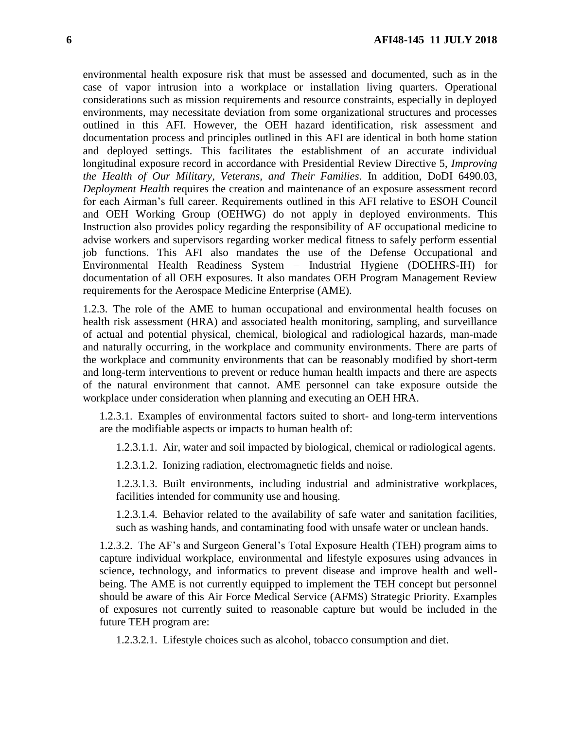environmental health exposure risk that must be assessed and documented, such as in the case of vapor intrusion into a workplace or installation living quarters. Operational considerations such as mission requirements and resource constraints, especially in deployed environments, may necessitate deviation from some organizational structures and processes outlined in this AFI. However, the OEH hazard identification, risk assessment and documentation process and principles outlined in this AFI are identical in both home station and deployed settings. This facilitates the establishment of an accurate individual longitudinal exposure record in accordance with Presidential Review Directive 5, *Improving the Health of Our Military, Veterans, and Their Families*. In addition, DoDI 6490.03, *Deployment Health* requires the creation and maintenance of an exposure assessment record for each Airman's full career. Requirements outlined in this AFI relative to ESOH Council and OEH Working Group (OEHWG) do not apply in deployed environments. This Instruction also provides policy regarding the responsibility of AF occupational medicine to advise workers and supervisors regarding worker medical fitness to safely perform essential job functions. This AFI also mandates the use of the Defense Occupational and Environmental Health Readiness System – Industrial Hygiene (DOEHRS-IH) for documentation of all OEH exposures. It also mandates OEH Program Management Review requirements for the Aerospace Medicine Enterprise (AME).

1.2.3. The role of the AME to human occupational and environmental health focuses on health risk assessment (HRA) and associated health monitoring, sampling, and surveillance of actual and potential physical, chemical, biological and radiological hazards, man-made and naturally occurring, in the workplace and community environments. There are parts of the workplace and community environments that can be reasonably modified by short-term and long-term interventions to prevent or reduce human health impacts and there are aspects of the natural environment that cannot. AME personnel can take exposure outside the workplace under consideration when planning and executing an OEH HRA.

1.2.3.1. Examples of environmental factors suited to short- and long-term interventions are the modifiable aspects or impacts to human health of:

1.2.3.1.1. Air, water and soil impacted by biological, chemical or radiological agents.

1.2.3.1.2. Ionizing radiation, electromagnetic fields and noise.

1.2.3.1.3. Built environments, including industrial and administrative workplaces, facilities intended for community use and housing.

1.2.3.1.4. Behavior related to the availability of safe water and sanitation facilities, such as washing hands, and contaminating food with unsafe water or unclean hands.

1.2.3.2. The AF's and Surgeon General's Total Exposure Health (TEH) program aims to capture individual workplace, environmental and lifestyle exposures using advances in science, technology, and informatics to prevent disease and improve health and well-being. The AME is not currently equipped to implement the TEH concept but personnel should be aware of this Air Force Medical Service (AFMS) Strategic Priority. Examples of exposures not currently suited to reasonable capture but would be included in the future TEH program are:

1.2.3.2.1. Lifestyle choices such as alcohol, tobacco consumption and diet.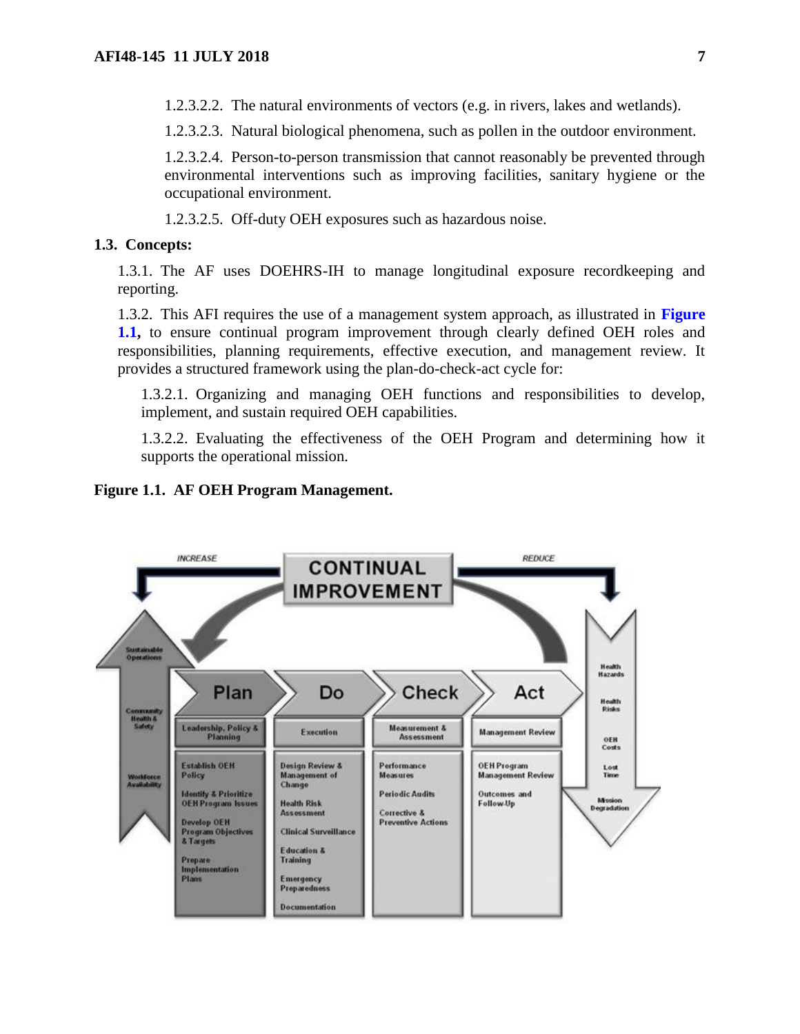1.2.3.2.2. The natural environments of vectors (e.g. in rivers, lakes and wetlands).

1.2.3.2.3. Natural biological phenomena, such as pollen in the outdoor environment.

1.2.3.2.4. Person-to-person transmission that cannot reasonably be prevented through environmental interventions such as improving facilities, sanitary hygiene or the occupational environment.

1.2.3.2.5. Off-duty OEH exposures such as hazardous noise.

**1.3. Concepts:**

1.3.1. The AF uses DOEHRS-IH to manage longitudinal exposure recordkeeping and reporting.

1.3.2. This AFI requires the use of a management system approach, as illustrated in **Figure 1.1**, to ensure continual program improvement through clearly defined OEH roles and responsibilities, planning requirements, effective execution, and management review. It provides a structured framework using the plan-do-check-act cycle for:

1.3.2.1. Organizing and managing OEH functions and responsibilities to develop, implement, and sustain required OEH capabilities.

1.3.2.2. Evaluating the effectiveness of the OEH Program and determining how it supports the operational mission.

**Figure 1.1. AF OEH Program Management.**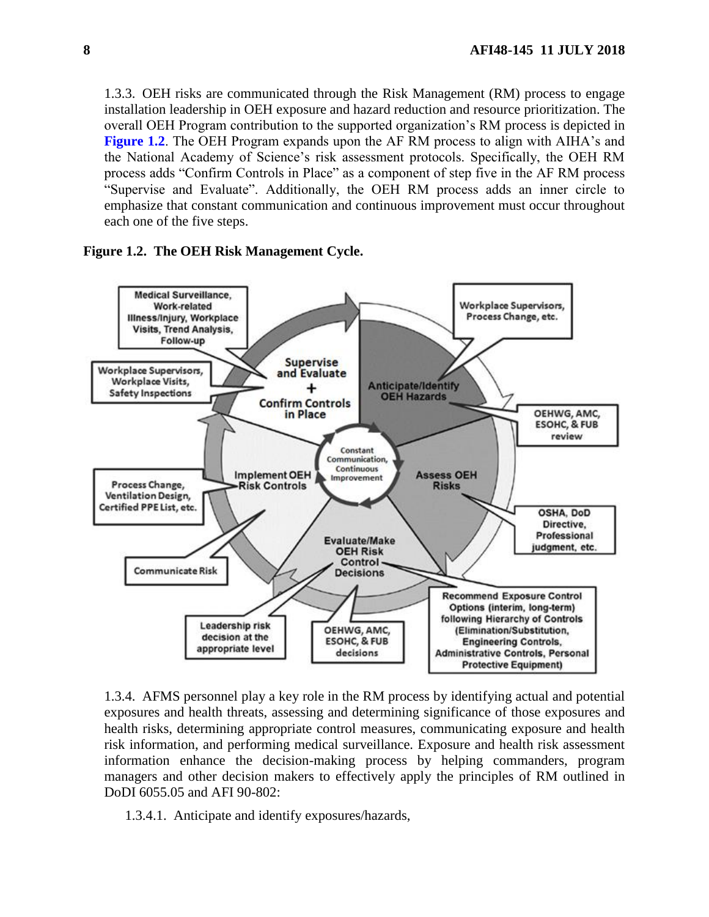1.3.3. OEH risks are communicated through the Risk Management (RM) process to engage installation leadership in OEH exposure and hazard reduction and resource prioritization. The overall OEH Program contribution to the supported organization's RM process is depicted in **Figure 1.2**. The OEH Program expands upon the AF RM process to align with AIHA's and the National Academy of Science's risk assessment protocols. Specifically, the OEH RM process adds "Confirm Controls in Place" as a component of step five in the AF RM process "Supervise and Evaluate". Additionally, the OEH RM process adds an inner circle to emphasize that constant communication and continuous improvement must occur throughout each one of the five steps.

**Figure 1.2. The OEH Risk Management Cycle.**

Medical Surveillance, Work-related Illness/Injury, Workplace Visits, Trend Analysis, Follow-up

Workplace Supervisors, Workplace Visits, Safety Inspections

Supervise and Evaluate + Confirm Controls in Place

Workplace Supervisors, Process Change, etc.

Anticipate/Identify OEH Hazards

OEHWG, AMC, ESOHC, & FUB review

Constant Communication, Continuous Improvement

Assess OEH Risks

OSHA, DoD Directive, Professional judgment, etc.

Implement OEH Risk Controls

Process Change, Ventilation Design, Certified PPE List, etc.

Communicate Risk

Evaluate/Make OEH Risk Control Decisions

Leadership risk decision at the appropriate level

OEHWG, AMC, ESOHC, & FUB decisions

Recommend Exposure Control Options (interim, long-term) following Hierarchy of Controls (Elimination/Substitution, Engineering Controls, Administrative Controls, Personal Protective Equipment)

1.3.4. AFMS personnel play a key role in the RM process by identifying actual and potential exposures and health threats, assessing and determining significance of those exposures and health risks, determining appropriate control measures, communicating exposure and health risk information, and performing medical surveillance. Exposure and health risk assessment information enhance the decision-making process by helping commanders, program managers and other decision makers to effectively apply the principles of RM outlined in DoDI 6055.05 and AFI 90-802:

1.3.4.1. Anticipate and identify exposures/hazards,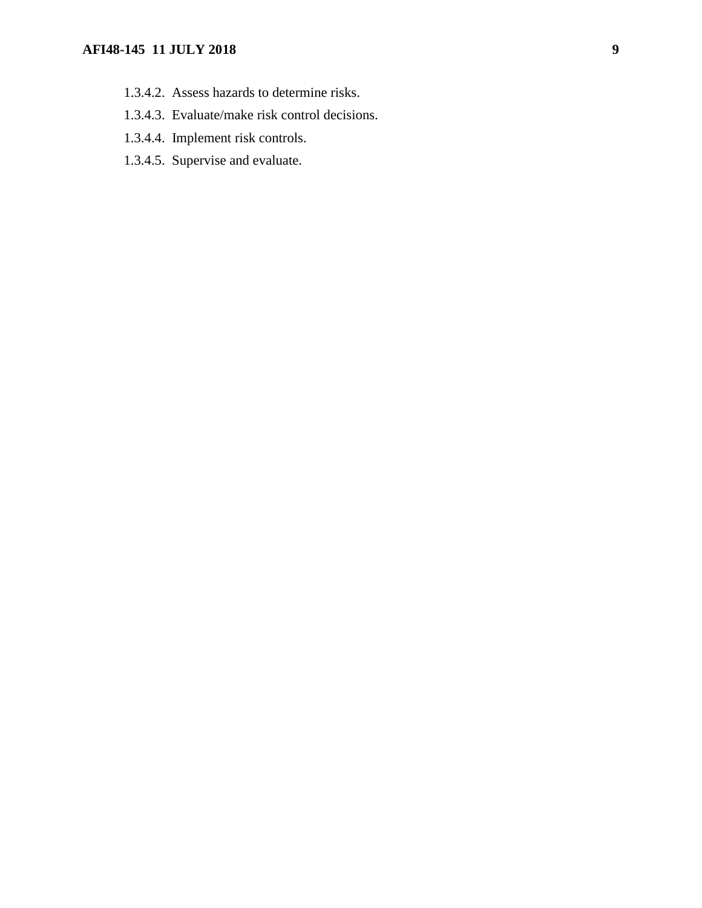1.3.4.2. Assess hazards to determine risks.

1.3.4.3. Evaluate/make risk control decisions.

1.3.4.4. Implement risk controls.

1.3.4.5. Supervise and evaluate.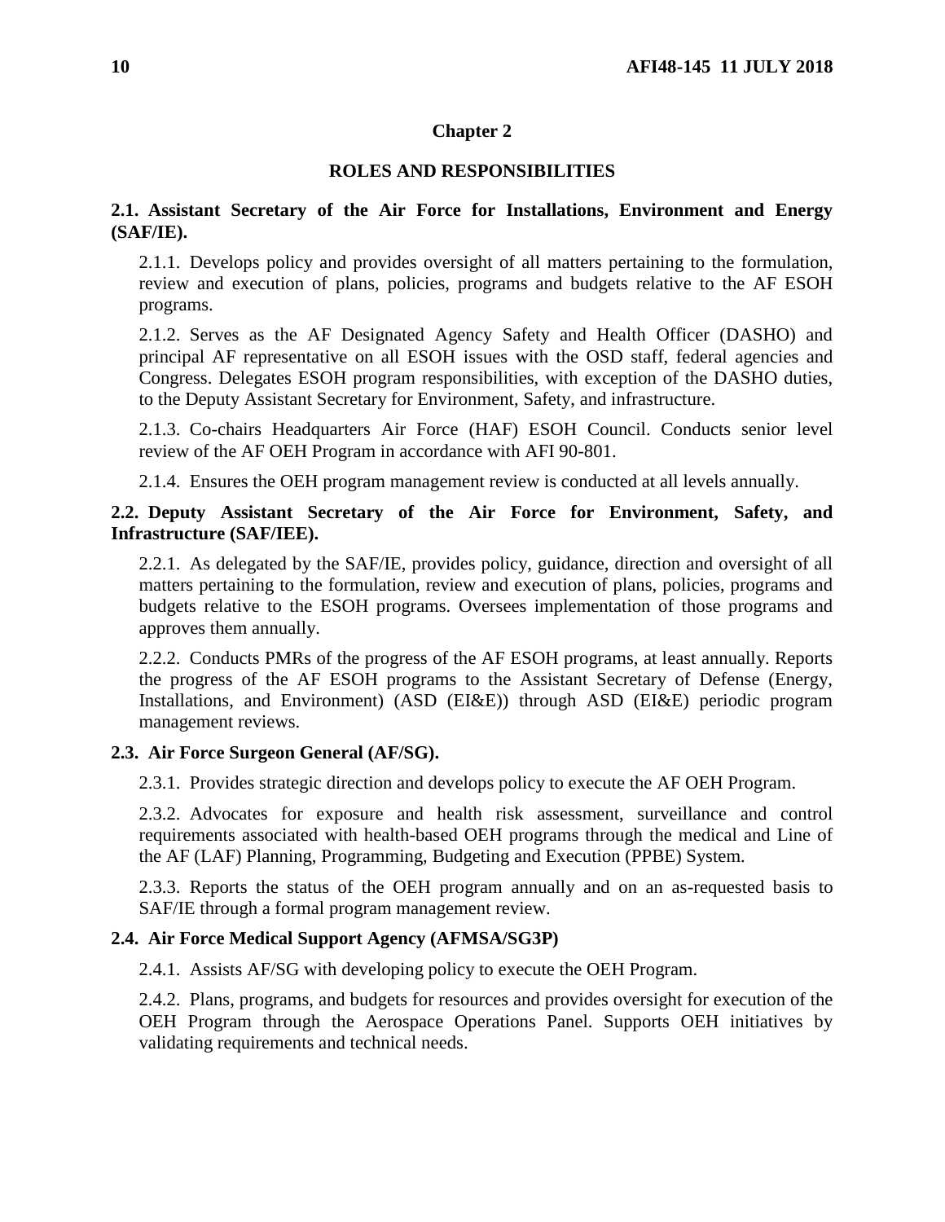# Chapter 2

# ROLES AND RESPONSIBILITIES

**2.1. Assistant Secretary of the Air Force for Installations, Environment and Energy (SAF/IE).**

2.1.1. Develops policy and provides oversight of all matters pertaining to the formulation, review and execution of plans, policies, programs and budgets relative to the AF ESOH programs.

2.1.2. Serves as the AF Designated Agency Safety and Health Officer (DASHO) and principal AF representative on all ESOH issues with the OSD staff, federal agencies and Congress. Delegates ESOH program responsibilities, with exception of the DASHO duties, to the Deputy Assistant Secretary for Environment, Safety, and infrastructure.

2.1.3. Co-chairs Headquarters Air Force (HAF) ESOH Council. Conducts senior level review of the AF OEH Program in accordance with AFI 90-801.

2.1.4. Ensures the OEH program management review is conducted at all levels annually.

**2.2. Deputy Assistant Secretary of the Air Force for Environment, Safety, and Infrastructure (SAF/IEE).**

2.2.1. As delegated by the SAF/IE, provides policy, guidance, direction and oversight of all matters pertaining to the formulation, review and execution of plans, policies, programs and budgets relative to the ESOH programs. Oversees implementation of those programs and approves them annually.

2.2.2. Conducts PMRs of the progress of the AF ESOH programs, at least annually. Reports the progress of the AF ESOH programs to the Assistant Secretary of Defense (Energy, Installations, and Environment) (ASD (EI&E)) through ASD (EI&E) periodic program management reviews.

**2.3. Air Force Surgeon General (AF/SG).**

2.3.1. Provides strategic direction and develops policy to execute the AF OEH Program.

2.3.2. Advocates for exposure and health risk assessment, surveillance and control requirements associated with health-based OEH programs through the medical and Line of the AF (LAF) Planning, Programming, Budgeting and Execution (PPBE) System.

2.3.3. Reports the status of the OEH program annually and on an as-requested basis to SAF/IE through a formal program management review.

**2.4. Air Force Medical Support Agency (AFMSA/SG3P)**

2.4.1. Assists AF/SG with developing policy to execute the OEH Program.

2.4.2. Plans, programs, and budgets for resources and provides oversight for execution of the OEH Program through the Aerospace Operations Panel. Supports OEH initiatives by validating requirements and technical needs.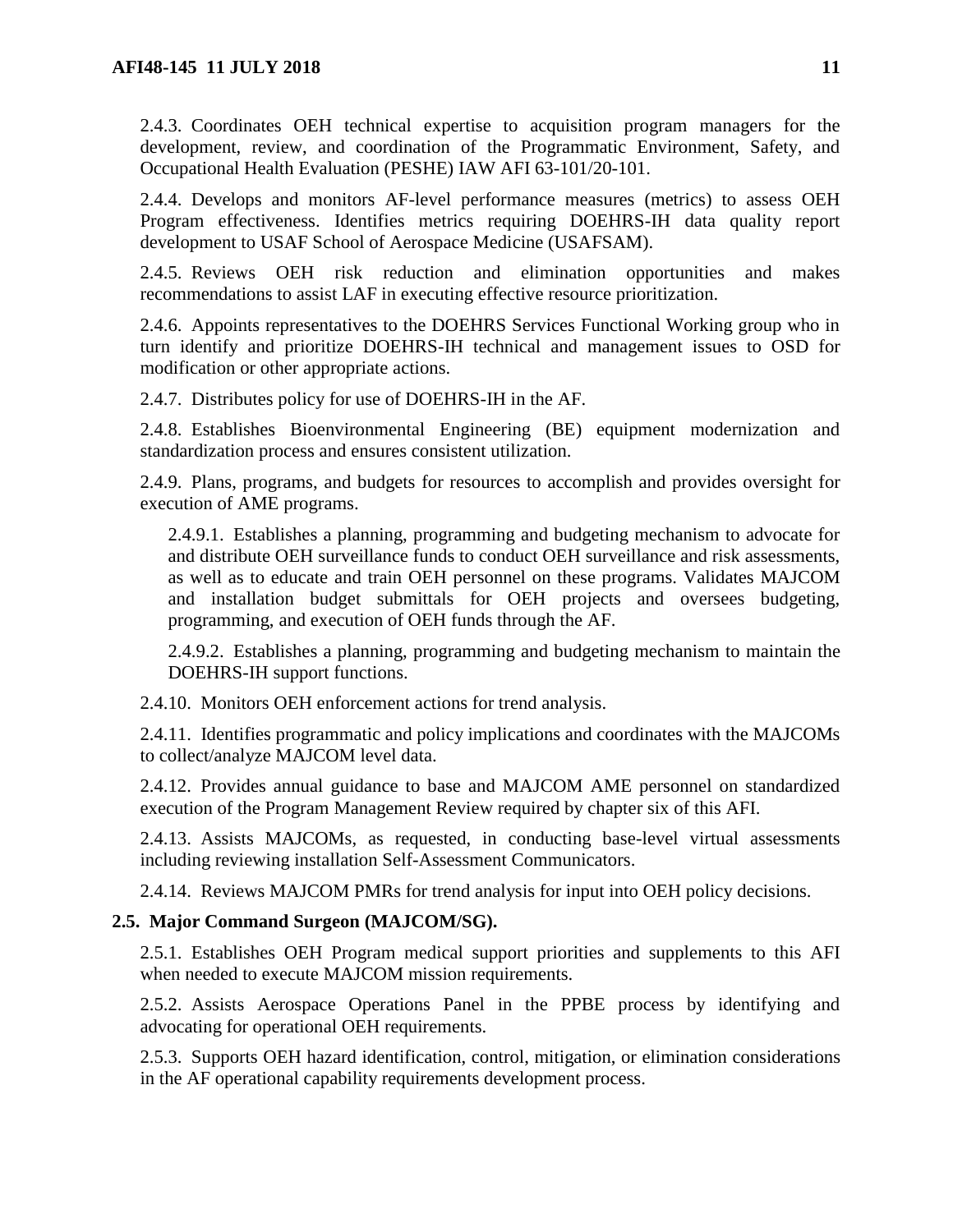2.4.3. Coordinates OEH technical expertise to acquisition program managers for the development, review, and coordination of the Programmatic Environment, Safety, and Occupational Health Evaluation (PESHE) IAW AFI 63-101/20-101.

2.4.4. Develops and monitors AF-level performance measures (metrics) to assess OEH Program effectiveness. Identifies metrics requiring DOEHRS-IH data quality report development to USAF School of Aerospace Medicine (USAFSAM).

2.4.5. Reviews OEH risk reduction and elimination opportunities and makes recommendations to assist LAF in executing effective resource prioritization.

2.4.6. Appoints representatives to the DOEHRS Services Functional Working group who in turn identify and prioritize DOEHRS-IH technical and management issues to OSD for modification or other appropriate actions.

2.4.7. Distributes policy for use of DOEHRS-IH in the AF.

2.4.8. Establishes Bioenvironmental Engineering (BE) equipment modernization and standardization process and ensures consistent utilization.

2.4.9. Plans, programs, and budgets for resources to accomplish and provides oversight for execution of AME programs.

2.4.9.1. Establishes a planning, programming and budgeting mechanism to advocate for and distribute OEH surveillance funds to conduct OEH surveillance and risk assessments, as well as to educate and train OEH personnel on these programs. Validates MAJCOM and installation budget submittals for OEH projects and oversees budgeting, programming, and execution of OEH funds through the AF.

2.4.9.2. Establishes a planning, programming and budgeting mechanism to maintain the DOEHRS-IH support functions.

2.4.10. Monitors OEH enforcement actions for trend analysis.

2.4.11. Identifies programmatic and policy implications and coordinates with the MAJCOMs to collect/analyze MAJCOM level data.

2.4.12. Provides annual guidance to base and MAJCOM AME personnel on standardized execution of the Program Management Review required by chapter six of this AFI.

2.4.13. Assists MAJCOMs, as requested, in conducting base-level virtual assessments including reviewing installation Self-Assessment Communicators.

2.4.14. Reviews MAJCOM PMRs for trend analysis for input into OEH policy decisions.

**2.5. Major Command Surgeon (MAJCOM/SG).**

2.5.1. Establishes OEH Program medical support priorities and supplements to this AFI when needed to execute MAJCOM mission requirements.

2.5.2. Assists Aerospace Operations Panel in the PPBE process by identifying and advocating for operational OEH requirements.

2.5.3. Supports OEH hazard identification, control, mitigation, or elimination considerations in the AF operational capability requirements development process.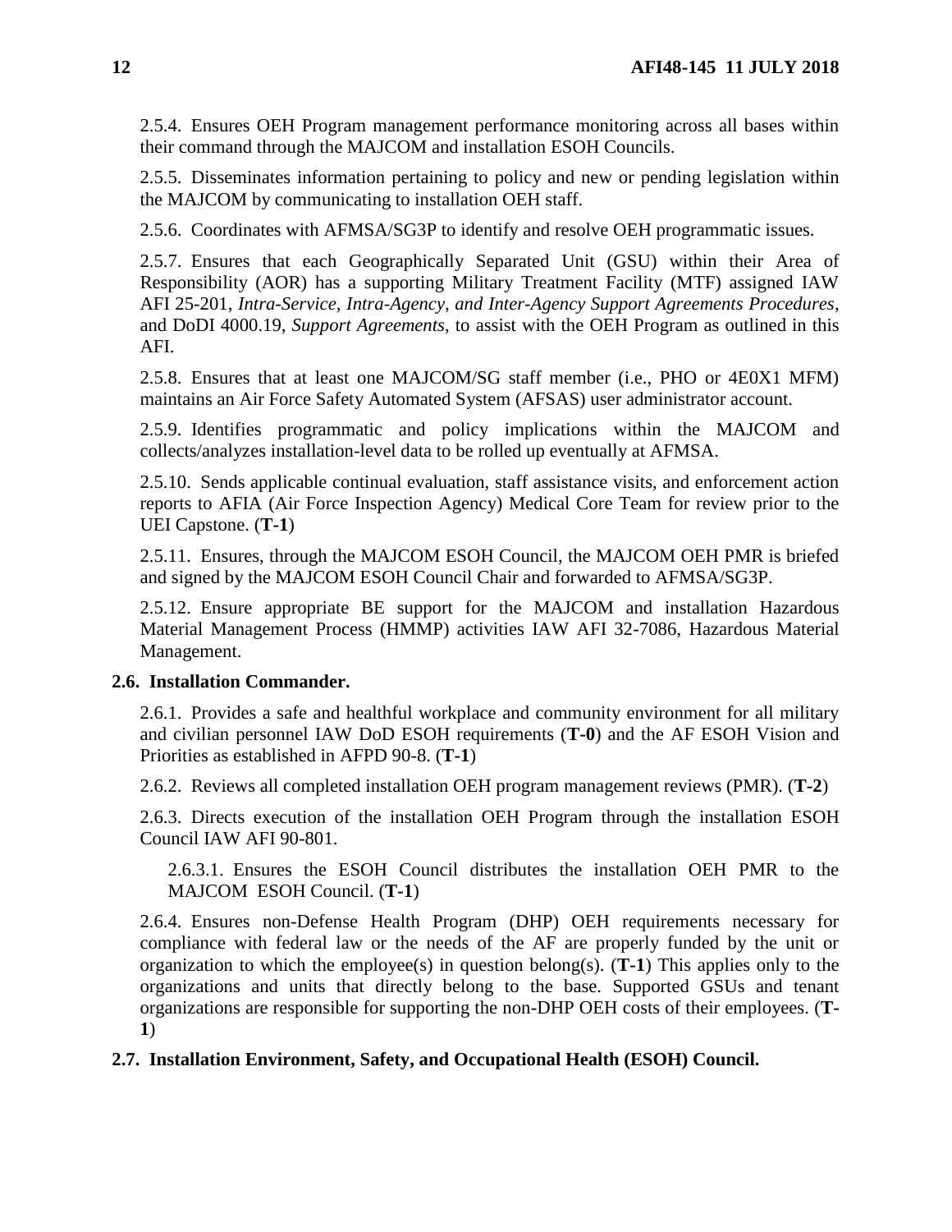2.5.4. Ensures OEH Program management performance monitoring across all bases within their command through the MAJCOM and installation ESOH Councils.

2.5.5. Disseminates information pertaining to policy and new or pending legislation within the MAJCOM by communicating to installation OEH staff.

2.5.6. Coordinates with AFMSA/SG3P to identify and resolve OEH programmatic issues.

2.5.7. Ensures that each Geographically Separated Unit (GSU) within their Area of Responsibility (AOR) has a supporting Military Treatment Facility (MTF) assigned IAW AFI 25-201, *Intra-Service, Intra-Agency, and Inter-Agency Support Agreements Procedures*, and DoDI 4000.19, *Support Agreements*, to assist with the OEH Program as outlined in this AFI.

2.5.8. Ensures that at least one MAJCOM/SG staff member (i.e., PHO or 4E0X1 MFM) maintains an Air Force Safety Automated System (AFSAS) user administrator account.

2.5.9. Identifies programmatic and policy implications within the MAJCOM and collects/analyzes installation-level data to be rolled up eventually at AFMSA.

2.5.10. Sends applicable continual evaluation, staff assistance visits, and enforcement action reports to AFIA (Air Force Inspection Agency) Medical Core Team for review prior to the UEI Capstone. (**T-1**)

2.5.11. Ensures, through the MAJCOM ESOH Council, the MAJCOM OEH PMR is briefed and signed by the MAJCOM ESOH Council Chair and forwarded to AFMSA/SG3P.

2.5.12. Ensure appropriate BE support for the MAJCOM and installation Hazardous Material Management Process (HMMP) activities IAW AFI 32-7086, Hazardous Material Management.

**2.6. Installation Commander.**

2.6.1. Provides a safe and healthful workplace and community environment for all military and civilian personnel IAW DoD ESOH requirements (**T-0**) and the AF ESOH Vision and Priorities as established in AFPD 90-8. (**T-1**)

2.6.2. Reviews all completed installation OEH program management reviews (PMR). (**T-2**)

2.6.3. Directs execution of the installation OEH Program through the installation ESOH Council IAW AFI 90-801.

2.6.3.1. Ensures the ESOH Council distributes the installation OEH PMR to the MAJCOM ESOH Council. (**T-1**)

2.6.4. Ensures non-Defense Health Program (DHP) OEH requirements necessary for compliance with federal law or the needs of the AF are properly funded by the unit or organization to which the employee(s) in question belong(s). (**T-1**) This applies only to the organizations and units that directly belong to the base. Supported GSUs and tenant organizations are responsible for supporting the non-DHP OEH costs of their employees. (**T-1**)

**2.7. Installation Environment, Safety, and Occupational Health (ESOH) Council.**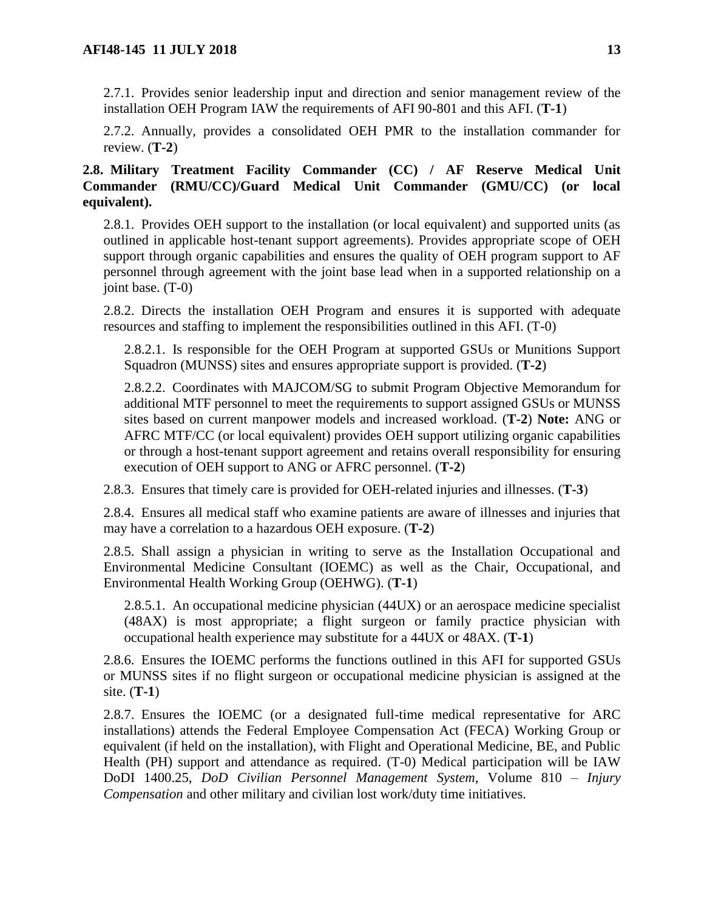2.7.1. Provides senior leadership input and direction and senior management review of the installation OEH Program IAW the requirements of AFI 90-801 and this AFI. (**T-1**)

2.7.2. Annually, provides a consolidated OEH PMR to the installation commander for review. (**T-2**)

**2.8. Military Treatment Facility Commander (CC) / AF Reserve Medical Unit Commander (RMU/CC)/Guard Medical Unit Commander (GMU/CC) (or local equivalent).**

2.8.1. Provides OEH support to the installation (or local equivalent) and supported units (as outlined in applicable host-tenant support agreements). Provides appropriate scope of OEH support through organic capabilities and ensures the quality of OEH program support to AF personnel through agreement with the joint base lead when in a supported relationship on a joint base. (T-0)

2.8.2. Directs the installation OEH Program and ensures it is supported with adequate resources and staffing to implement the responsibilities outlined in this AFI. (T-0)

2.8.2.1. Is responsible for the OEH Program at supported GSUs or Munitions Support Squadron (MUNSS) sites and ensures appropriate support is provided. (**T-2**)

2.8.2.2. Coordinates with MAJCOM/SG to submit Program Objective Memorandum for additional MTF personnel to meet the requirements to support assigned GSUs or MUNSS sites based on current manpower models and increased workload. (**T-2**) **Note:** ANG or AFRC MTF/CC (or local equivalent) provides OEH support utilizing organic capabilities or through a host-tenant support agreement and retains overall responsibility for ensuring execution of OEH support to ANG or AFRC personnel. (**T-2**)

2.8.3. Ensures that timely care is provided for OEH-related injuries and illnesses. (**T-3**)

2.8.4. Ensures all medical staff who examine patients are aware of illnesses and injuries that may have a correlation to a hazardous OEH exposure. (**T-2**)

2.8.5. Shall assign a physician in writing to serve as the Installation Occupational and Environmental Medicine Consultant (IOEMC) as well as the Chair, Occupational, and Environmental Health Working Group (OEHWG). (**T-1**)

2.8.5.1. An occupational medicine physician (44UX) or an aerospace medicine specialist (48AX) is most appropriate; a flight surgeon or family practice physician with occupational health experience may substitute for a 44UX or 48AX. (**T-1**)

2.8.6. Ensures the IOEMC performs the functions outlined in this AFI for supported GSUs or MUNSS sites if no flight surgeon or occupational medicine physician is assigned at the site. (**T-1**)

2.8.7. Ensures the IOEMC (or a designated full-time medical representative for ARC installations) attends the Federal Employee Compensation Act (FECA) Working Group or equivalent (if held on the installation), with Flight and Operational Medicine, BE, and Public Health (PH) support and attendance as required. (T-0) Medical participation will be IAW DoDI 1400.25, *DoD Civilian Personnel Management System*, Volume 810 – *Injury Compensation* and other military and civilian lost work/duty time initiatives.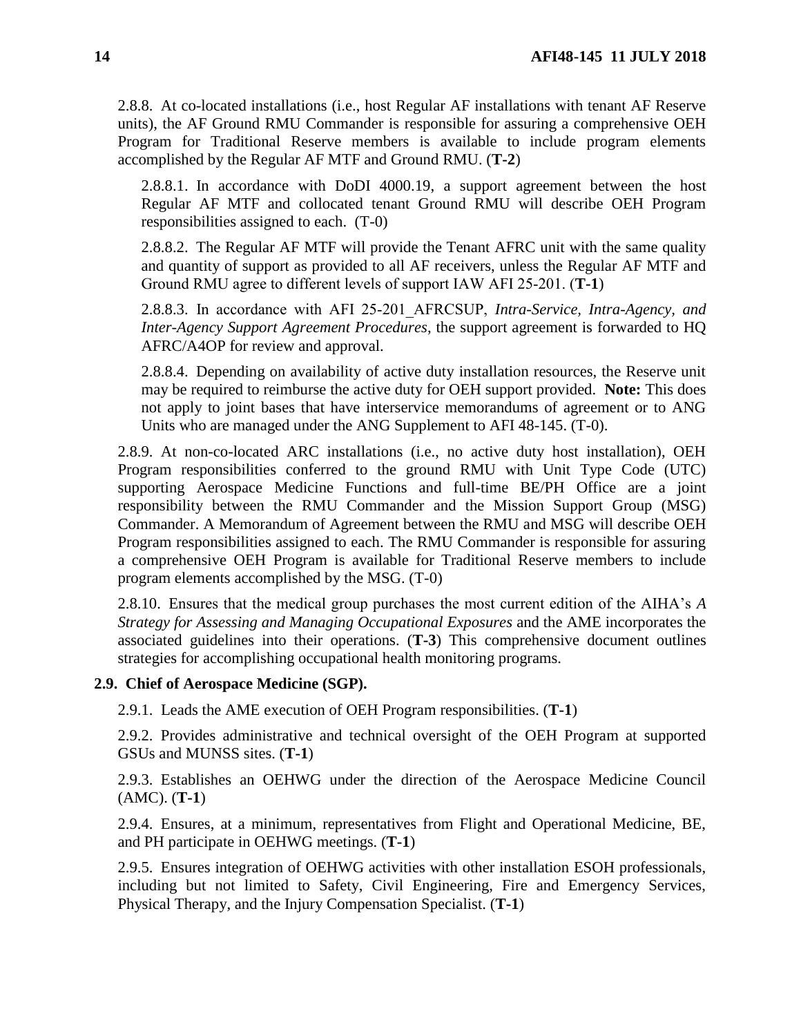2.8.8. At co-located installations (i.e., host Regular AF installations with tenant AF Reserve units), the AF Ground RMU Commander is responsible for assuring a comprehensive OEH Program for Traditional Reserve members is available to include program elements accomplished by the Regular AF MTF and Ground RMU. (**T-2**)

2.8.8.1. In accordance with DoDI 4000.19, a support agreement between the host Regular AF MTF and collocated tenant Ground RMU will describe OEH Program responsibilities assigned to each. (T-0)

2.8.8.2. The Regular AF MTF will provide the Tenant AFRC unit with the same quality and quantity of support as provided to all AF receivers, unless the Regular AF MTF and Ground RMU agree to different levels of support IAW AFI 25-201. (**T-1**)

2.8.8.3. In accordance with AFI 25-201_AFRCSUP, *Intra-Service, Intra-Agency, and Inter-Agency Support Agreement Procedures*, the support agreement is forwarded to HQ AFRC/A4OP for review and approval.

2.8.8.4. Depending on availability of active duty installation resources, the Reserve unit may be required to reimburse the active duty for OEH support provided. **Note:** This does not apply to joint bases that have interservice memorandums of agreement or to ANG Units who are managed under the ANG Supplement to AFI 48-145. (T-0).

2.8.9. At non-co-located ARC installations (i.e., no active duty host installation), OEH Program responsibilities conferred to the ground RMU with Unit Type Code (UTC) supporting Aerospace Medicine Functions and full-time BE/PH Office are a joint responsibility between the RMU Commander and the Mission Support Group (MSG) Commander. A Memorandum of Agreement between the RMU and MSG will describe OEH Program responsibilities assigned to each. The RMU Commander is responsible for assuring a comprehensive OEH Program is available for Traditional Reserve members to include program elements accomplished by the MSG. (T-0)

2.8.10. Ensures that the medical group purchases the most current edition of the AIHA's *A Strategy for Assessing and Managing Occupational Exposures* and the AME incorporates the associated guidelines into their operations. (**T-3**) This comprehensive document outlines strategies for accomplishing occupational health monitoring programs.

**2.9. Chief of Aerospace Medicine (SGP).**

2.9.1. Leads the AME execution of OEH Program responsibilities. (**T-1**)

2.9.2. Provides administrative and technical oversight of the OEH Program at supported GSUs and MUNSS sites. (**T-1**)

2.9.3. Establishes an OEHWG under the direction of the Aerospace Medicine Council (AMC). (**T-1**)

2.9.4. Ensures, at a minimum, representatives from Flight and Operational Medicine, BE, and PH participate in OEHWG meetings. (**T-1**)

2.9.5. Ensures integration of OEHWG activities with other installation ESOH professionals, including but not limited to Safety, Civil Engineering, Fire and Emergency Services, Physical Therapy, and the Injury Compensation Specialist. (**T-1**)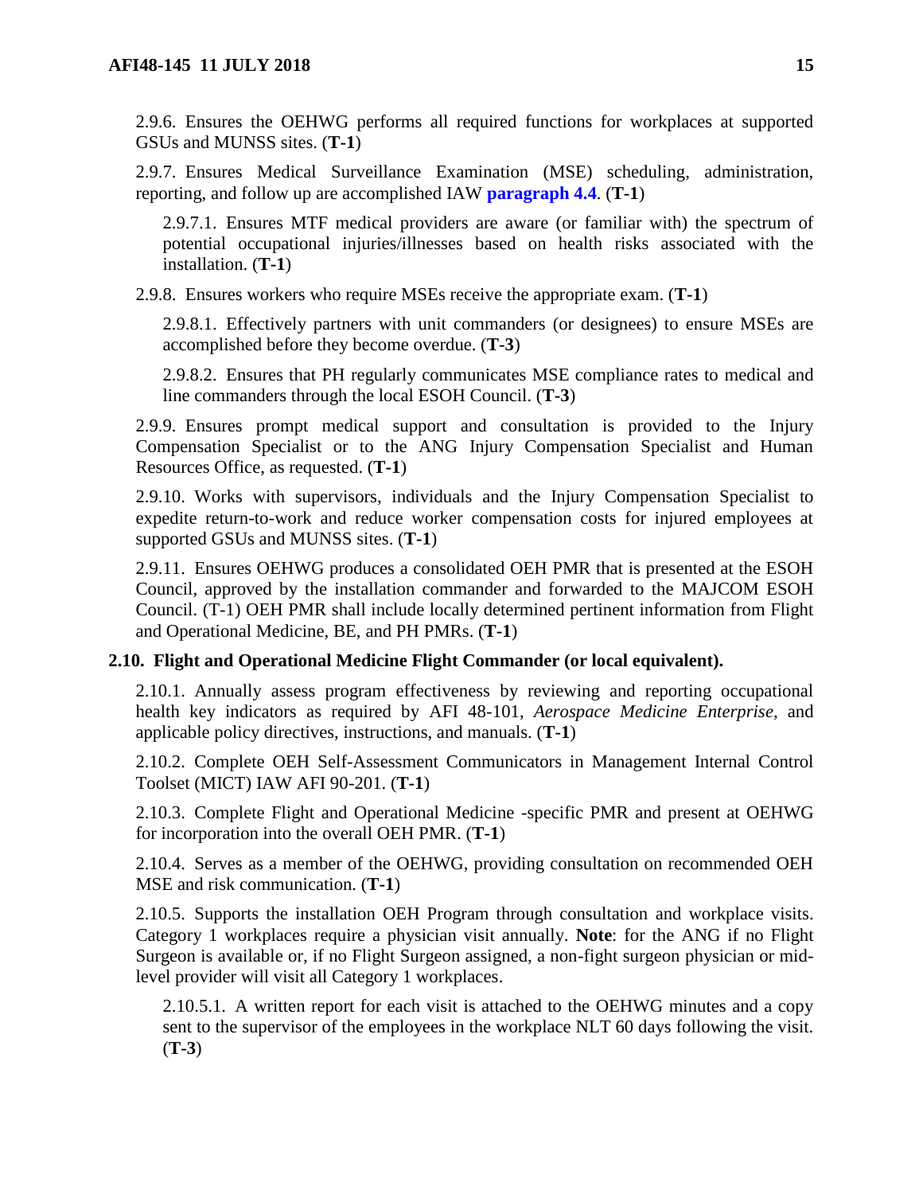2.9.6. Ensures the OEHWG performs all required functions for workplaces at supported GSUs and MUNSS sites. (**T-1**)

2.9.7. Ensures Medical Surveillance Examination (MSE) scheduling, administration, reporting, and follow up are accomplished IAW **paragraph 4.4**. (**T-1**)

2.9.7.1. Ensures MTF medical providers are aware (or familiar with) the spectrum of potential occupational injuries/illnesses based on health risks associated with the installation. (**T-1**)

2.9.8. Ensures workers who require MSEs receive the appropriate exam. (**T-1**)

2.9.8.1. Effectively partners with unit commanders (or designees) to ensure MSEs are accomplished before they become overdue. (**T-3**)

2.9.8.2. Ensures that PH regularly communicates MSE compliance rates to medical and line commanders through the local ESOH Council. (**T-3**)

2.9.9. Ensures prompt medical support and consultation is provided to the Injury Compensation Specialist or to the ANG Injury Compensation Specialist and Human Resources Office, as requested. (**T-1**)

2.9.10. Works with supervisors, individuals and the Injury Compensation Specialist to expedite return-to-work and reduce worker compensation costs for injured employees at supported GSUs and MUNSS sites. (**T-1**)

2.9.11. Ensures OEHWG produces a consolidated OEH PMR that is presented at the ESOH Council, approved by the installation commander and forwarded to the MAJCOM ESOH Council. (T-1) OEH PMR shall include locally determined pertinent information from Flight and Operational Medicine, BE, and PH PMRs. (**T-1**)

**2.10. Flight and Operational Medicine Flight Commander (or local equivalent).**

2.10.1. Annually assess program effectiveness by reviewing and reporting occupational health key indicators as required by AFI 48-101, *Aerospace Medicine Enterprise,* and applicable policy directives, instructions, and manuals. (**T-1**)

2.10.2. Complete OEH Self-Assessment Communicators in Management Internal Control Toolset (MICT) IAW AFI 90-201. (**T-1**)

2.10.3. Complete Flight and Operational Medicine -specific PMR and present at OEHWG for incorporation into the overall OEH PMR. (**T-1**)

2.10.4. Serves as a member of the OEHWG, providing consultation on recommended OEH MSE and risk communication. (**T-1**)

2.10.5. Supports the installation OEH Program through consultation and workplace visits. Category 1 workplaces require a physician visit annually. **Note**: for the ANG if no Flight Surgeon is available or, if no Flight Surgeon assigned, a non-fight surgeon physician or mid-level provider will visit all Category 1 workplaces.

2.10.5.1. A written report for each visit is attached to the OEHWG minutes and a copy sent to the supervisor of the employees in the workplace NLT 60 days following the visit. (**T-3**)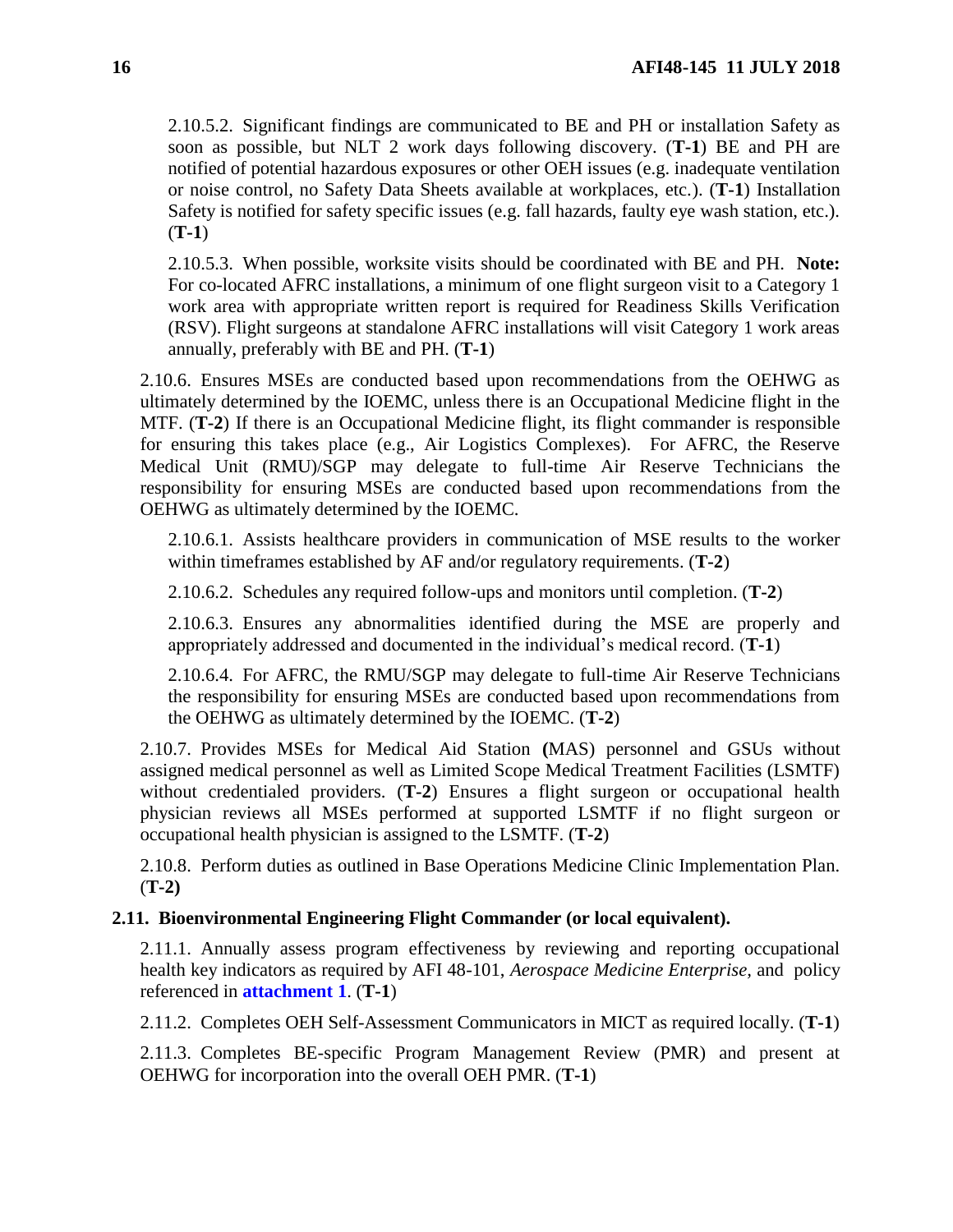2.10.5.2. Significant findings are communicated to BE and PH or installation Safety as soon as possible, but NLT 2 work days following discovery. (**T-1**) BE and PH are notified of potential hazardous exposures or other OEH issues (e.g. inadequate ventilation or noise control, no Safety Data Sheets available at workplaces, etc.). (**T-1**) Installation Safety is notified for safety specific issues (e.g. fall hazards, faulty eye wash station, etc.). (**T-1**)

2.10.5.3. When possible, worksite visits should be coordinated with BE and PH. **Note:** For co-located AFRC installations, a minimum of one flight surgeon visit to a Category 1 work area with appropriate written report is required for Readiness Skills Verification (RSV). Flight surgeons at standalone AFRC installations will visit Category 1 work areas annually, preferably with BE and PH. (**T-1**)

2.10.6. Ensures MSEs are conducted based upon recommendations from the OEHWG as ultimately determined by the IOEMC, unless there is an Occupational Medicine flight in the MTF. (**T-2**) If there is an Occupational Medicine flight, its flight commander is responsible for ensuring this takes place (e.g., Air Logistics Complexes). For AFRC, the Reserve Medical Unit (RMU)/SGP may delegate to full-time Air Reserve Technicians the responsibility for ensuring MSEs are conducted based upon recommendations from the OEHWG as ultimately determined by the IOEMC.

2.10.6.1. Assists healthcare providers in communication of MSE results to the worker within timeframes established by AF and/or regulatory requirements. (**T-2**)

2.10.6.2. Schedules any required follow-ups and monitors until completion. (**T-2**)

2.10.6.3. Ensures any abnormalities identified during the MSE are properly and appropriately addressed and documented in the individual's medical record. (**T-1**)

2.10.6.4. For AFRC, the RMU/SGP may delegate to full-time Air Reserve Technicians the responsibility for ensuring MSEs are conducted based upon recommendations from the OEHWG as ultimately determined by the IOEMC. (**T-2**)

2.10.7. Provides MSEs for Medical Aid Station **(**MAS) personnel and GSUs without assigned medical personnel as well as Limited Scope Medical Treatment Facilities (LSMTF) without credentialed providers. (**T-2**) Ensures a flight surgeon or occupational health physician reviews all MSEs performed at supported LSMTF if no flight surgeon or occupational health physician is assigned to the LSMTF. (**T-2**)

2.10.8. Perform duties as outlined in Base Operations Medicine Clinic Implementation Plan. (**T-2)**

**2.11. Bioenvironmental Engineering Flight Commander (or local equivalent).**

2.11.1. Annually assess program effectiveness by reviewing and reporting occupational health key indicators as required by AFI 48-101, *Aerospace Medicine Enterprise*, and policy referenced in **attachment 1**. (**T-1**)

2.11.2. Completes OEH Self-Assessment Communicators in MICT as required locally. (**T-1**)

2.11.3. Completes BE-specific Program Management Review (PMR) and present at OEHWG for incorporation into the overall OEH PMR. (**T-1**)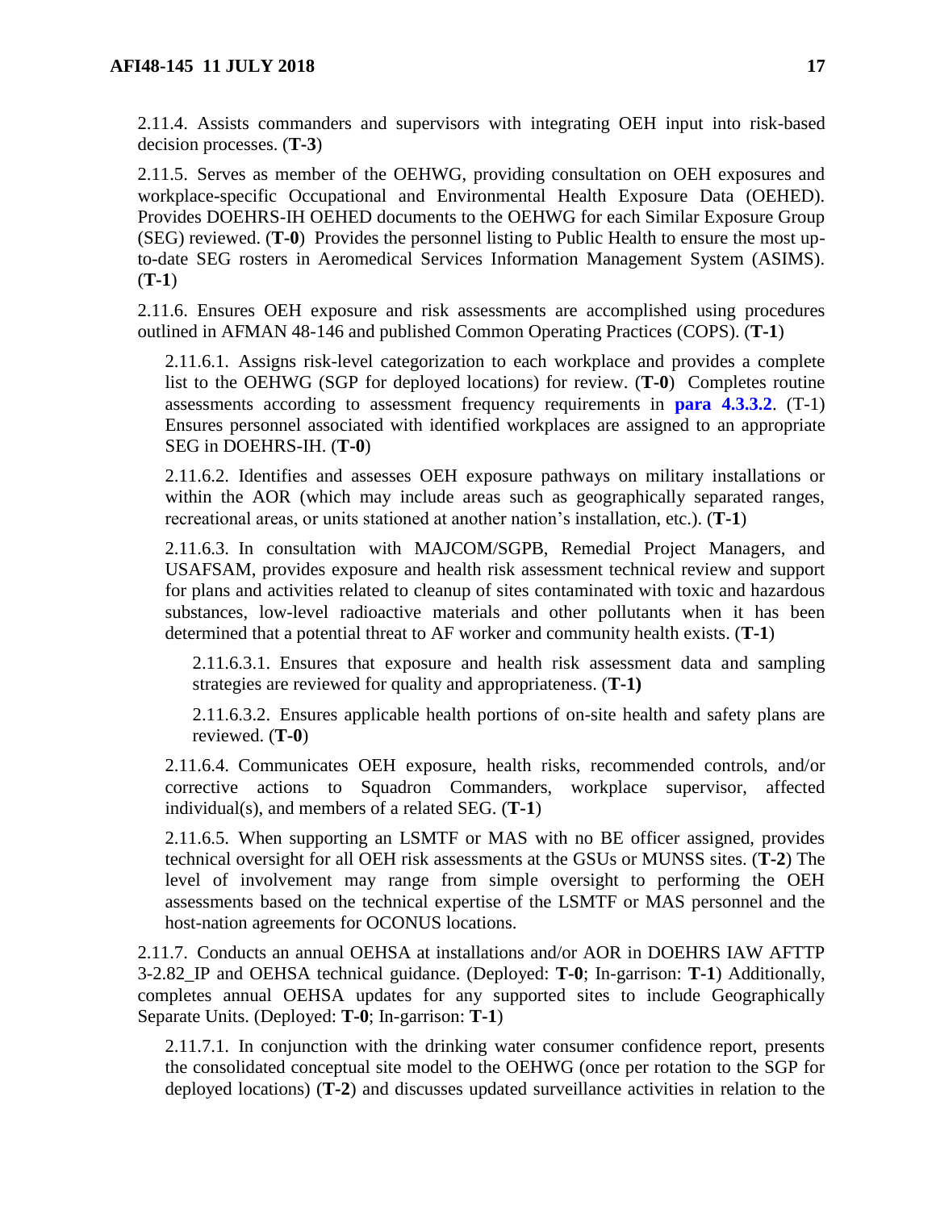2.11.4. Assists commanders and supervisors with integrating OEH input into risk-based decision processes. (**T-3**)

2.11.5. Serves as member of the OEHWG, providing consultation on OEH exposures and workplace-specific Occupational and Environmental Health Exposure Data (OEHED). Provides DOEHRS-IH OEHED documents to the OEHWG for each Similar Exposure Group (SEG) reviewed. (**T-0**) Provides the personnel listing to Public Health to ensure the most up-to-date SEG rosters in Aeromedical Services Information Management System (ASIMS). (**T-1**)

2.11.6. Ensures OEH exposure and risk assessments are accomplished using procedures outlined in AFMAN 48-146 and published Common Operating Practices (COPS). (**T-1**)

2.11.6.1. Assigns risk-level categorization to each workplace and provides a complete list to the OEHWG (SGP for deployed locations) for review. (**T-0**) Completes routine assessments according to assessment frequency requirements in **para 4.3.3.2**. (T-1) Ensures personnel associated with identified workplaces are assigned to an appropriate SEG in DOEHRS-IH. (**T-0**)

2.11.6.2. Identifies and assesses OEH exposure pathways on military installations or within the AOR (which may include areas such as geographically separated ranges, recreational areas, or units stationed at another nation's installation, etc.). (**T-1**)

2.11.6.3. In consultation with MAJCOM/SGPB, Remedial Project Managers, and USAFSAM, provides exposure and health risk assessment technical review and support for plans and activities related to cleanup of sites contaminated with toxic and hazardous substances, low-level radioactive materials and other pollutants when it has been determined that a potential threat to AF worker and community health exists. (**T-1**)

2.11.6.3.1. Ensures that exposure and health risk assessment data and sampling strategies are reviewed for quality and appropriateness. (**T-1)**

2.11.6.3.2. Ensures applicable health portions of on-site health and safety plans are reviewed. (**T-0**)

2.11.6.4. Communicates OEH exposure, health risks, recommended controls, and/or corrective actions to Squadron Commanders, workplace supervisor, affected individual(s), and members of a related SEG. (**T-1**)

2.11.6.5. When supporting an LSMTF or MAS with no BE officer assigned, provides technical oversight for all OEH risk assessments at the GSUs or MUNSS sites. (**T-2**) The level of involvement may range from simple oversight to performing the OEH assessments based on the technical expertise of the LSMTF or MAS personnel and the host-nation agreements for OCONUS locations.

2.11.7. Conducts an annual OEHSA at installations and/or AOR in DOEHRS IAW AFTTP 3-2.82_IP and OEHSA technical guidance. (Deployed: **T-0**; In-garrison: **T-1**) Additionally, completes annual OEHSA updates for any supported sites to include Geographically Separate Units. (Deployed: **T-0**; In-garrison: **T-1**)

2.11.7.1. In conjunction with the drinking water consumer confidence report, presents the consolidated conceptual site model to the OEHWG (once per rotation to the SGP for deployed locations) (**T-2**) and discusses updated surveillance activities in relation to the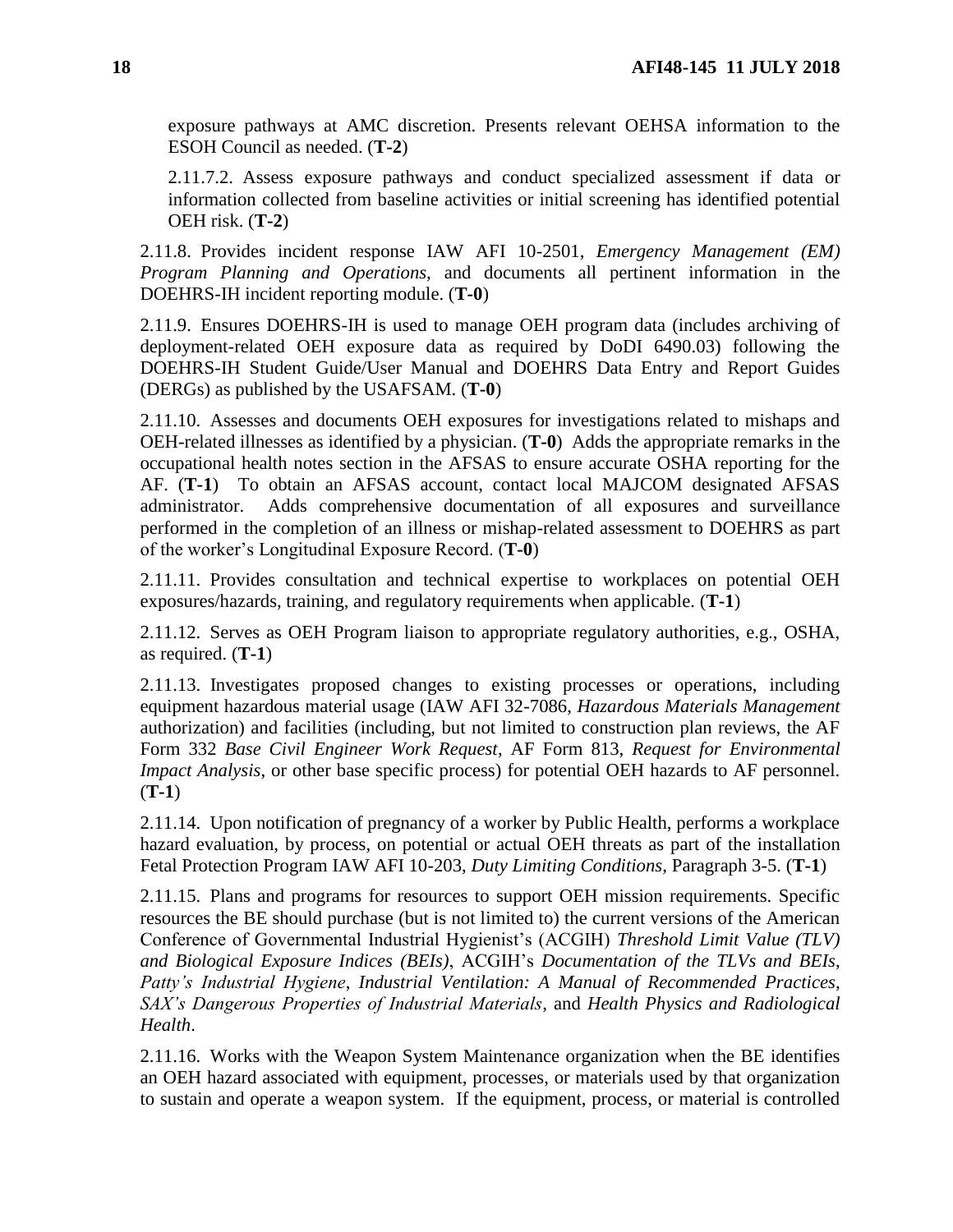exposure pathways at AMC discretion. Presents relevant OEHSA information to the ESOH Council as needed. (**T-2**)

2.11.7.2. Assess exposure pathways and conduct specialized assessment if data or information collected from baseline activities or initial screening has identified potential OEH risk. (**T-2**)

2.11.8. Provides incident response IAW AFI 10-2501, *Emergency Management (EM) Program Planning and Operations*, and documents all pertinent information in the DOEHRS-IH incident reporting module. (**T-0**)

2.11.9. Ensures DOEHRS-IH is used to manage OEH program data (includes archiving of deployment-related OEH exposure data as required by DoDI 6490.03) following the DOEHRS-IH Student Guide/User Manual and DOEHRS Data Entry and Report Guides (DERGs) as published by the USAFSAM. (**T-0**)

2.11.10. Assesses and documents OEH exposures for investigations related to mishaps and OEH-related illnesses as identified by a physician. (**T-0**) Adds the appropriate remarks in the occupational health notes section in the AFSAS to ensure accurate OSHA reporting for the AF. (**T-1**) To obtain an AFSAS account, contact local MAJCOM designated AFSAS administrator. Adds comprehensive documentation of all exposures and surveillance performed in the completion of an illness or mishap-related assessment to DOEHRS as part of the worker's Longitudinal Exposure Record. (**T-0**)

2.11.11. Provides consultation and technical expertise to workplaces on potential OEH exposures/hazards, training, and regulatory requirements when applicable. (**T-1**)

2.11.12. Serves as OEH Program liaison to appropriate regulatory authorities, e.g., OSHA, as required. (**T-1**)

2.11.13. Investigates proposed changes to existing processes or operations, including equipment hazardous material usage (IAW AFI 32-7086, *Hazardous Materials Management* authorization) and facilities (including, but not limited to construction plan reviews, the AF Form 332 *Base Civil Engineer Work Request*, AF Form 813, *Request for Environmental Impact Analysis*, or other base specific process) for potential OEH hazards to AF personnel. (**T-1**)

2.11.14. Upon notification of pregnancy of a worker by Public Health, performs a workplace hazard evaluation, by process, on potential or actual OEH threats as part of the installation Fetal Protection Program IAW AFI 10-203, *Duty Limiting Conditions*, Paragraph 3-5. (**T-1**)

2.11.15. Plans and programs for resources to support OEH mission requirements. Specific resources the BE should purchase (but is not limited to) the current versions of the American Conference of Governmental Industrial Hygienist's (ACGIH) *Threshold Limit Value (TLV) and Biological Exposure Indices (BEIs)*, ACGIH's *Documentation of the TLVs and BEIs*, *Patty's Industrial Hygiene*, *Industrial Ventilation: A Manual of Recommended Practices*, *SAX's Dangerous Properties of Industrial Materials*, and *Health Physics and Radiological Health*.

2.11.16. Works with the Weapon System Maintenance organization when the BE identifies an OEH hazard associated with equipment, processes, or materials used by that organization to sustain and operate a weapon system. If the equipment, process, or material is controlled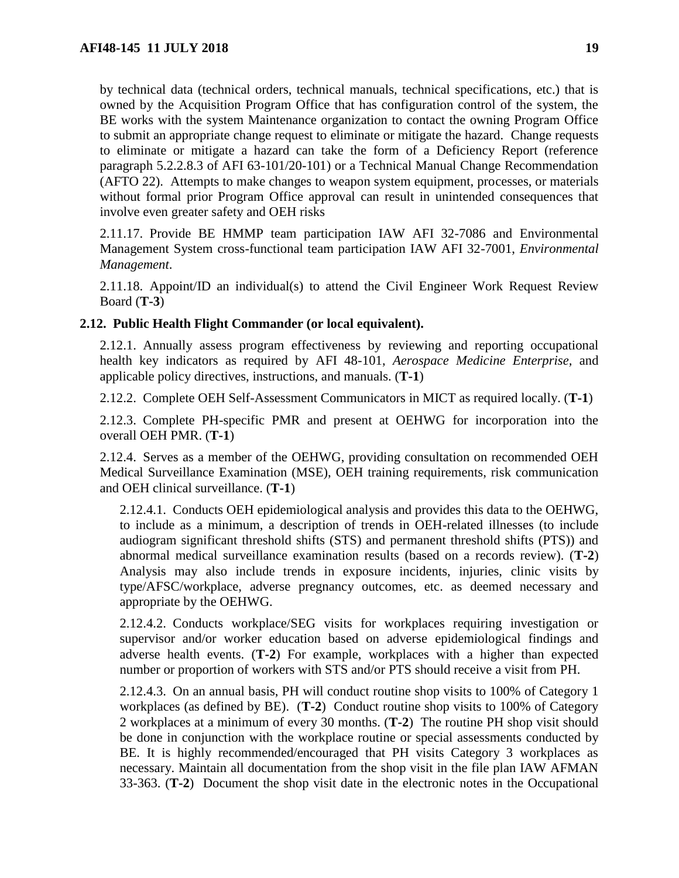by technical data (technical orders, technical manuals, technical specifications, etc.) that is owned by the Acquisition Program Office that has configuration control of the system, the BE works with the system Maintenance organization to contact the owning Program Office to submit an appropriate change request to eliminate or mitigate the hazard. Change requests to eliminate or mitigate a hazard can take the form of a Deficiency Report (reference paragraph 5.2.2.8.3 of AFI 63-101/20-101) or a Technical Manual Change Recommendation (AFTO 22). Attempts to make changes to weapon system equipment, processes, or materials without formal prior Program Office approval can result in unintended consequences that involve even greater safety and OEH risks

2.11.17. Provide BE HMMP team participation IAW AFI 32-7086 and Environmental Management System cross-functional team participation IAW AFI 32-7001, *Environmental Management*.

2.11.18. Appoint/ID an individual(s) to attend the Civil Engineer Work Request Review Board (**T-3**)

**2.12. Public Health Flight Commander (or local equivalent).**

2.12.1. Annually assess program effectiveness by reviewing and reporting occupational health key indicators as required by AFI 48-101, *Aerospace Medicine Enterprise*, and applicable policy directives, instructions, and manuals. (**T-1**)

2.12.2. Complete OEH Self-Assessment Communicators in MICT as required locally. (**T-1**)

2.12.3. Complete PH-specific PMR and present at OEHWG for incorporation into the overall OEH PMR. (**T-1**)

2.12.4. Serves as a member of the OEHWG, providing consultation on recommended OEH Medical Surveillance Examination (MSE), OEH training requirements, risk communication and OEH clinical surveillance. (**T-1**)

2.12.4.1. Conducts OEH epidemiological analysis and provides this data to the OEHWG, to include as a minimum, a description of trends in OEH-related illnesses (to include audiogram significant threshold shifts (STS) and permanent threshold shifts (PTS)) and abnormal medical surveillance examination results (based on a records review). (**T-2**) Analysis may also include trends in exposure incidents, injuries, clinic visits by type/AFSC/workplace, adverse pregnancy outcomes, etc. as deemed necessary and appropriate by the OEHWG.

2.12.4.2. Conducts workplace/SEG visits for workplaces requiring investigation or supervisor and/or worker education based on adverse epidemiological findings and adverse health events. (**T-2**) For example, workplaces with a higher than expected number or proportion of workers with STS and/or PTS should receive a visit from PH.

2.12.4.3. On an annual basis, PH will conduct routine shop visits to 100% of Category 1 workplaces (as defined by BE). (**T-2**) Conduct routine shop visits to 100% of Category 2 workplaces at a minimum of every 30 months. (**T-2**) The routine PH shop visit should be done in conjunction with the workplace routine or special assessments conducted by BE. It is highly recommended/encouraged that PH visits Category 3 workplaces as necessary. Maintain all documentation from the shop visit in the file plan IAW AFMAN 33-363. (**T-2**) Document the shop visit date in the electronic notes in the Occupational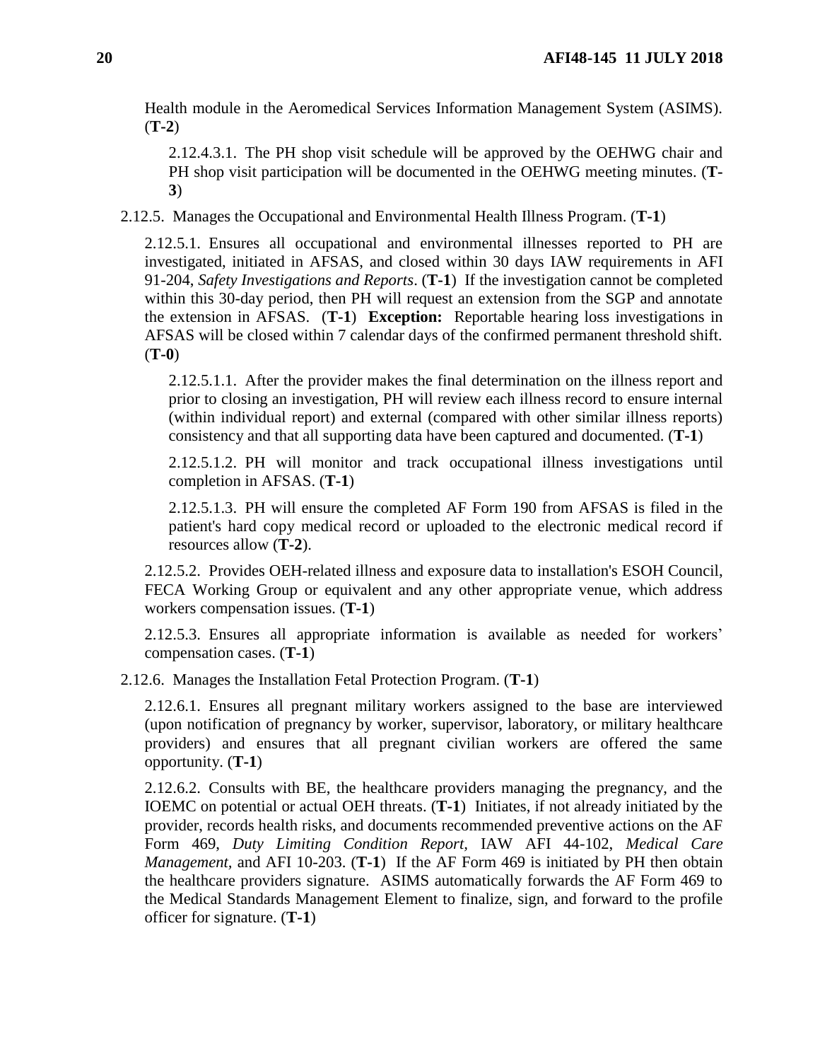Health module in the Aeromedical Services Information Management System (ASIMS). (**T-2**)

2.12.4.3.1. The PH shop visit schedule will be approved by the OEHWG chair and PH shop visit participation will be documented in the OEHWG meeting minutes. (**T-3**)

2.12.5. Manages the Occupational and Environmental Health Illness Program. (**T-1**)

2.12.5.1. Ensures all occupational and environmental illnesses reported to PH are investigated, initiated in AFSAS, and closed within 30 days IAW requirements in AFI 91-204, *Safety Investigations and Reports*. (**T-1**) If the investigation cannot be completed within this 30-day period, then PH will request an extension from the SGP and annotate the extension in AFSAS. (**T-1**) **Exception:** Reportable hearing loss investigations in AFSAS will be closed within 7 calendar days of the confirmed permanent threshold shift. (**T-0**)

2.12.5.1.1. After the provider makes the final determination on the illness report and prior to closing an investigation, PH will review each illness record to ensure internal (within individual report) and external (compared with other similar illness reports) consistency and that all supporting data have been captured and documented. (**T-1**)

2.12.5.1.2. PH will monitor and track occupational illness investigations until completion in AFSAS. (**T-1**)

2.12.5.1.3. PH will ensure the completed AF Form 190 from AFSAS is filed in the patient's hard copy medical record or uploaded to the electronic medical record if resources allow (**T-2**).

2.12.5.2. Provides OEH-related illness and exposure data to installation's ESOH Council, FECA Working Group or equivalent and any other appropriate venue, which address workers compensation issues. (**T-1**)

2.12.5.3. Ensures all appropriate information is available as needed for workers' compensation cases. (**T-1**)

2.12.6. Manages the Installation Fetal Protection Program. (**T-1**)

2.12.6.1. Ensures all pregnant military workers assigned to the base are interviewed (upon notification of pregnancy by worker, supervisor, laboratory, or military healthcare providers) and ensures that all pregnant civilian workers are offered the same opportunity. (**T-1**)

2.12.6.2. Consults with BE, the healthcare providers managing the pregnancy, and the IOEMC on potential or actual OEH threats. (**T-1**) Initiates, if not already initiated by the provider, records health risks, and documents recommended preventive actions on the AF Form 469, *Duty Limiting Condition Report,* IAW AFI 44-102, *Medical Care Management*, and AFI 10-203. (**T-1**) If the AF Form 469 is initiated by PH then obtain the healthcare providers signature. ASIMS automatically forwards the AF Form 469 to the Medical Standards Management Element to finalize, sign, and forward to the profile officer for signature. (**T-1**)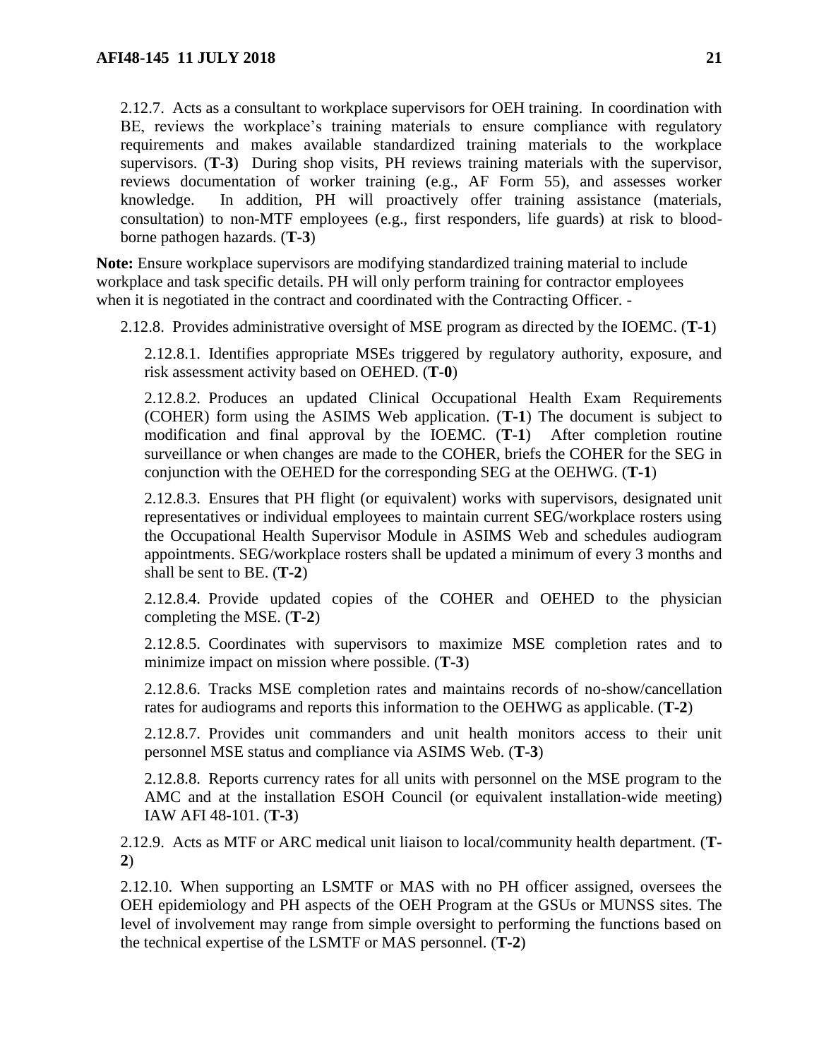2.12.7. Acts as a consultant to workplace supervisors for OEH training. In coordination with BE, reviews the workplace's training materials to ensure compliance with regulatory requirements and makes available standardized training materials to the workplace supervisors. (**T-3**) During shop visits, PH reviews training materials with the supervisor, reviews documentation of worker training (e.g., AF Form 55), and assesses worker knowledge. In addition, PH will proactively offer training assistance (materials, consultation) to non-MTF employees (e.g., first responders, life guards) at risk to blood-borne pathogen hazards. (**T-3**)

**Note:** Ensure workplace supervisors are modifying standardized training material to include workplace and task specific details. PH will only perform training for contractor employees when it is negotiated in the contract and coordinated with the Contracting Officer. -

2.12.8. Provides administrative oversight of MSE program as directed by the IOEMC. (**T-1**)

2.12.8.1. Identifies appropriate MSEs triggered by regulatory authority, exposure, and risk assessment activity based on OEHED. (**T-0**)

2.12.8.2. Produces an updated Clinical Occupational Health Exam Requirements (COHER) form using the ASIMS Web application. (**T-1**) The document is subject to modification and final approval by the IOEMC. (**T-1**) After completion routine surveillance or when changes are made to the COHER, briefs the COHER for the SEG in conjunction with the OEHED for the corresponding SEG at the OEHWG. (**T-1**)

2.12.8.3. Ensures that PH flight (or equivalent) works with supervisors, designated unit representatives or individual employees to maintain current SEG/workplace rosters using the Occupational Health Supervisor Module in ASIMS Web and schedules audiogram appointments. SEG/workplace rosters shall be updated a minimum of every 3 months and shall be sent to BE. (**T-2**)

2.12.8.4. Provide updated copies of the COHER and OEHED to the physician completing the MSE. (**T-2**)

2.12.8.5. Coordinates with supervisors to maximize MSE completion rates and to minimize impact on mission where possible. (**T-3**)

2.12.8.6. Tracks MSE completion rates and maintains records of no-show/cancellation rates for audiograms and reports this information to the OEHWG as applicable. (**T-2**)

2.12.8.7. Provides unit commanders and unit health monitors access to their unit personnel MSE status and compliance via ASIMS Web. (**T-3**)

2.12.8.8. Reports currency rates for all units with personnel on the MSE program to the AMC and at the installation ESOH Council (or equivalent installation-wide meeting) IAW AFI 48-101. (**T-3**)

2.12.9. Acts as MTF or ARC medical unit liaison to local/community health department. (**T-2**)

2.12.10. When supporting an LSMTF or MAS with no PH officer assigned, oversees the OEH epidemiology and PH aspects of the OEH Program at the GSUs or MUNSS sites. The level of involvement may range from simple oversight to performing the functions based on the technical expertise of the LSMTF or MAS personnel. (**T-2**)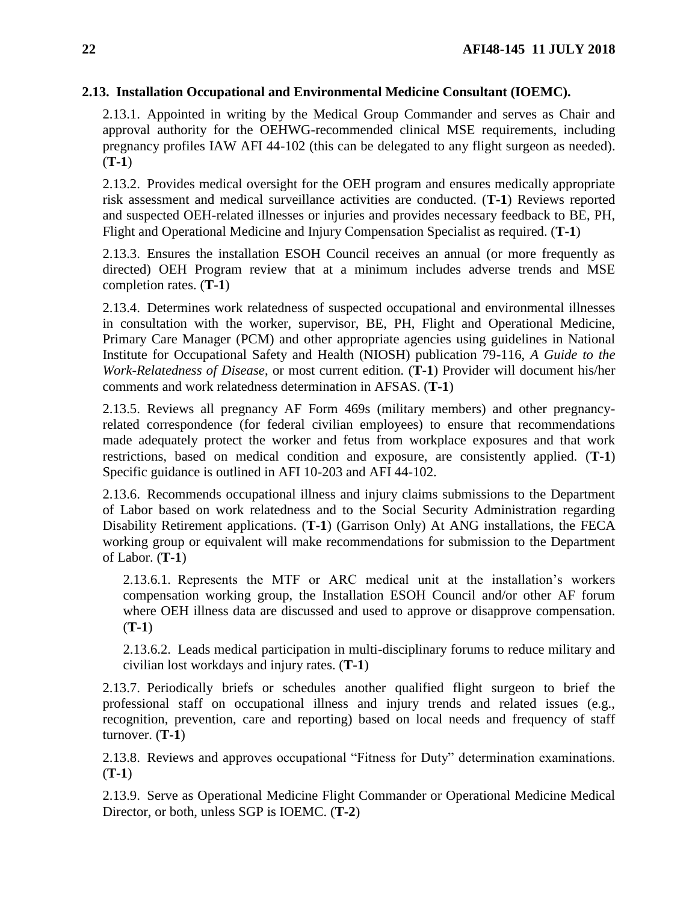### 2.13. Installation Occupational and Environmental Medicine Consultant (IOEMC).

2.13.1. Appointed in writing by the Medical Group Commander and serves as Chair and approval authority for the OEHWG-recommended clinical MSE requirements, including pregnancy profiles IAW AFI 44-102 (this can be delegated to any flight surgeon as needed). (**T-1**)

2.13.2. Provides medical oversight for the OEH program and ensures medically appropriate risk assessment and medical surveillance activities are conducted. (**T-1**) Reviews reported and suspected OEH-related illnesses or injuries and provides necessary feedback to BE, PH, Flight and Operational Medicine and Injury Compensation Specialist as required. (**T-1**)

2.13.3. Ensures the installation ESOH Council receives an annual (or more frequently as directed) OEH Program review that at a minimum includes adverse trends and MSE completion rates. (**T-1**)

2.13.4. Determines work relatedness of suspected occupational and environmental illnesses in consultation with the worker, supervisor, BE, PH, Flight and Operational Medicine, Primary Care Manager (PCM) and other appropriate agencies using guidelines in National Institute for Occupational Safety and Health (NIOSH) publication 79-116, *A Guide to the Work-Relatedness of Disease*, or most current edition. (**T-1**) Provider will document his/her comments and work relatedness determination in AFSAS. (**T-1**)

2.13.5. Reviews all pregnancy AF Form 469s (military members) and other pregnancy-related correspondence (for federal civilian employees) to ensure that recommendations made adequately protect the worker and fetus from workplace exposures and that work restrictions, based on medical condition and exposure, are consistently applied. (**T-1**) Specific guidance is outlined in AFI 10-203 and AFI 44-102.

2.13.6. Recommends occupational illness and injury claims submissions to the Department of Labor based on work relatedness and to the Social Security Administration regarding Disability Retirement applications. (**T-1**) (Garrison Only) At ANG installations, the FECA working group or equivalent will make recommendations for submission to the Department of Labor. (**T-1**)

2.13.6.1. Represents the MTF or ARC medical unit at the installation's workers compensation working group, the Installation ESOH Council and/or other AF forum where OEH illness data are discussed and used to approve or disapprove compensation. (**T-1**)

2.13.6.2. Leads medical participation in multi-disciplinary forums to reduce military and civilian lost workdays and injury rates. (**T-1**)

2.13.7. Periodically briefs or schedules another qualified flight surgeon to brief the professional staff on occupational illness and injury trends and related issues (e.g., recognition, prevention, care and reporting) based on local needs and frequency of staff turnover. (**T-1**)

2.13.8. Reviews and approves occupational "Fitness for Duty" determination examinations. (**T-1**)

2.13.9. Serve as Operational Medicine Flight Commander or Operational Medicine Medical Director, or both, unless SGP is IOEMC. (**T-2**)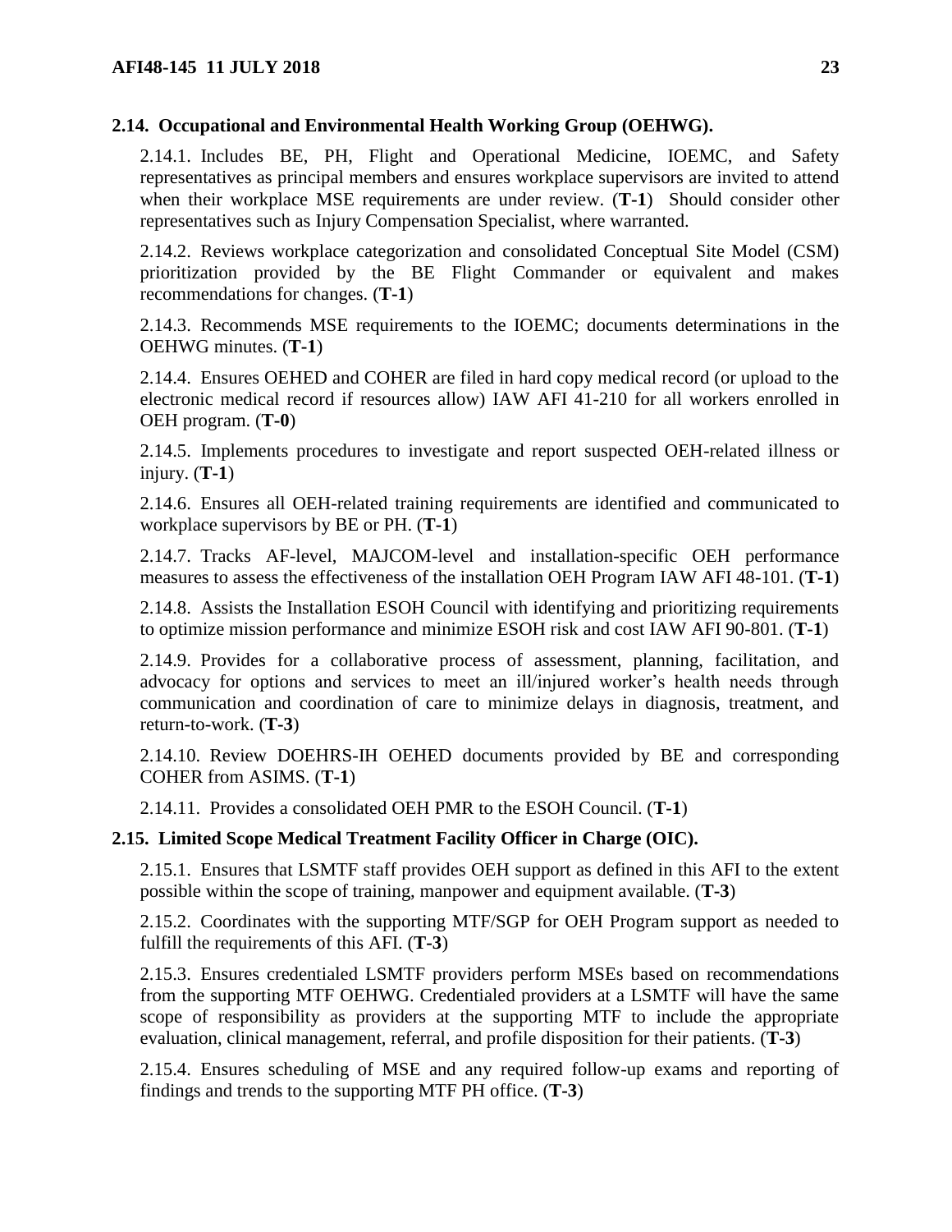**2.14. Occupational and Environmental Health Working Group (OEHWG).**

2.14.1. Includes BE, PH, Flight and Operational Medicine, IOEMC, and Safety representatives as principal members and ensures workplace supervisors are invited to attend when their workplace MSE requirements are under review. (**T-1**) Should consider other representatives such as Injury Compensation Specialist, where warranted.

2.14.2. Reviews workplace categorization and consolidated Conceptual Site Model (CSM) prioritization provided by the BE Flight Commander or equivalent and makes recommendations for changes. (**T-1**)

2.14.3. Recommends MSE requirements to the IOEMC; documents determinations in the OEHWG minutes. (**T-1**)

2.14.4. Ensures OEHED and COHER are filed in hard copy medical record (or upload to the electronic medical record if resources allow) IAW AFI 41-210 for all workers enrolled in OEH program. (**T-0**)

2.14.5. Implements procedures to investigate and report suspected OEH-related illness or injury. (**T-1**)

2.14.6. Ensures all OEH-related training requirements are identified and communicated to workplace supervisors by BE or PH. (**T-1**)

2.14.7. Tracks AF-level, MAJCOM-level and installation-specific OEH performance measures to assess the effectiveness of the installation OEH Program IAW AFI 48-101. (**T-1**)

2.14.8. Assists the Installation ESOH Council with identifying and prioritizing requirements to optimize mission performance and minimize ESOH risk and cost IAW AFI 90-801. (**T-1**)

2.14.9. Provides for a collaborative process of assessment, planning, facilitation, and advocacy for options and services to meet an ill/injured worker's health needs through communication and coordination of care to minimize delays in diagnosis, treatment, and return-to-work. (**T-3**)

2.14.10. Review DOEHRS-IH OEHED documents provided by BE and corresponding COHER from ASIMS. (**T-1**)

2.14.11. Provides a consolidated OEH PMR to the ESOH Council. (**T-1**)

**2.15. Limited Scope Medical Treatment Facility Officer in Charge (OIC).**

2.15.1. Ensures that LSMTF staff provides OEH support as defined in this AFI to the extent possible within the scope of training, manpower and equipment available. (**T-3**)

2.15.2. Coordinates with the supporting MTF/SGP for OEH Program support as needed to fulfill the requirements of this AFI. (**T-3**)

2.15.3. Ensures credentialed LSMTF providers perform MSEs based on recommendations from the supporting MTF OEHWG. Credentialed providers at a LSMTF will have the same scope of responsibility as providers at the supporting MTF to include the appropriate evaluation, clinical management, referral, and profile disposition for their patients. (**T-3**)

2.15.4. Ensures scheduling of MSE and any required follow-up exams and reporting of findings and trends to the supporting MTF PH office. (**T-3**)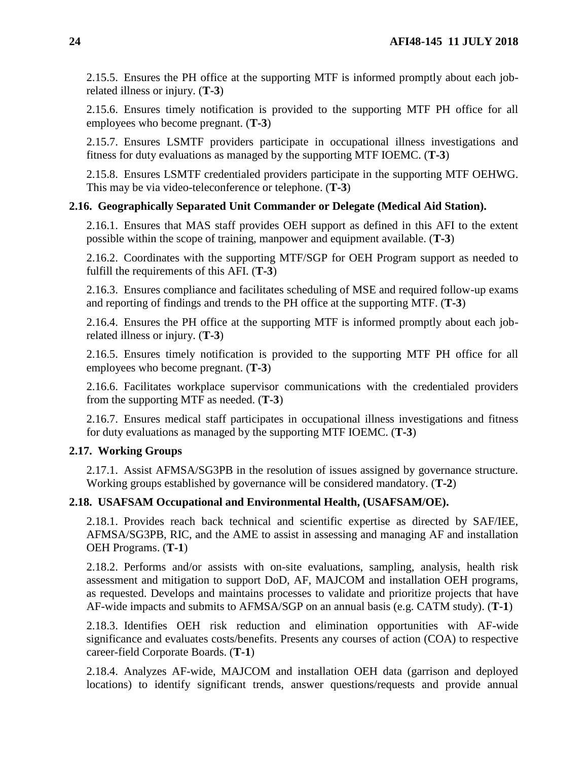2.15.5. Ensures the PH office at the supporting MTF is informed promptly about each job-related illness or injury. (**T-3**)

2.15.6. Ensures timely notification is provided to the supporting MTF PH office for all employees who become pregnant. (**T-3**)

2.15.7. Ensures LSMTF providers participate in occupational illness investigations and fitness for duty evaluations as managed by the supporting MTF IOEMC. (**T-3**)

2.15.8. Ensures LSMTF credentialed providers participate in the supporting MTF OEHWG. This may be via video-teleconference or telephone. (**T-3**)

### 2.16. Geographically Separated Unit Commander or Delegate (Medical Aid Station).

2.16.1. Ensures that MAS staff provides OEH support as defined in this AFI to the extent possible within the scope of training, manpower and equipment available. (**T-3**)

2.16.2. Coordinates with the supporting MTF/SGP for OEH Program support as needed to fulfill the requirements of this AFI. (**T-3**)

2.16.3. Ensures compliance and facilitates scheduling of MSE and required follow-up exams and reporting of findings and trends to the PH office at the supporting MTF. (**T-3**)

2.16.4. Ensures the PH office at the supporting MTF is informed promptly about each job-related illness or injury. (**T-3**)

2.16.5. Ensures timely notification is provided to the supporting MTF PH office for all employees who become pregnant. (**T-3**)

2.16.6. Facilitates workplace supervisor communications with the credentialed providers from the supporting MTF as needed. (**T-3**)

2.16.7. Ensures medical staff participates in occupational illness investigations and fitness for duty evaluations as managed by the supporting MTF IOEMC. (**T-3**)

### 2.17. Working Groups

2.17.1. Assist AFMSA/SG3PB in the resolution of issues assigned by governance structure. Working groups established by governance will be considered mandatory. (**T-2**)

### 2.18. USAFSAM Occupational and Environmental Health, (USAFSAM/OE).

2.18.1. Provides reach back technical and scientific expertise as directed by SAF/IEE, AFMSA/SG3PB, RIC, and the AME to assist in assessing and managing AF and installation OEH Programs. (**T-1**)

2.18.2. Performs and/or assists with on-site evaluations, sampling, analysis, health risk assessment and mitigation to support DoD, AF, MAJCOM and installation OEH programs, as requested. Develops and maintains processes to validate and prioritize projects that have AF-wide impacts and submits to AFMSA/SGP on an annual basis (e.g. CATM study). (**T-1**)

2.18.3. Identifies OEH risk reduction and elimination opportunities with AF-wide significance and evaluates costs/benefits. Presents any courses of action (COA) to respective career-field Corporate Boards. (**T-1**)

2.18.4. Analyzes AF-wide, MAJCOM and installation OEH data (garrison and deployed locations) to identify significant trends, answer questions/requests and provide annual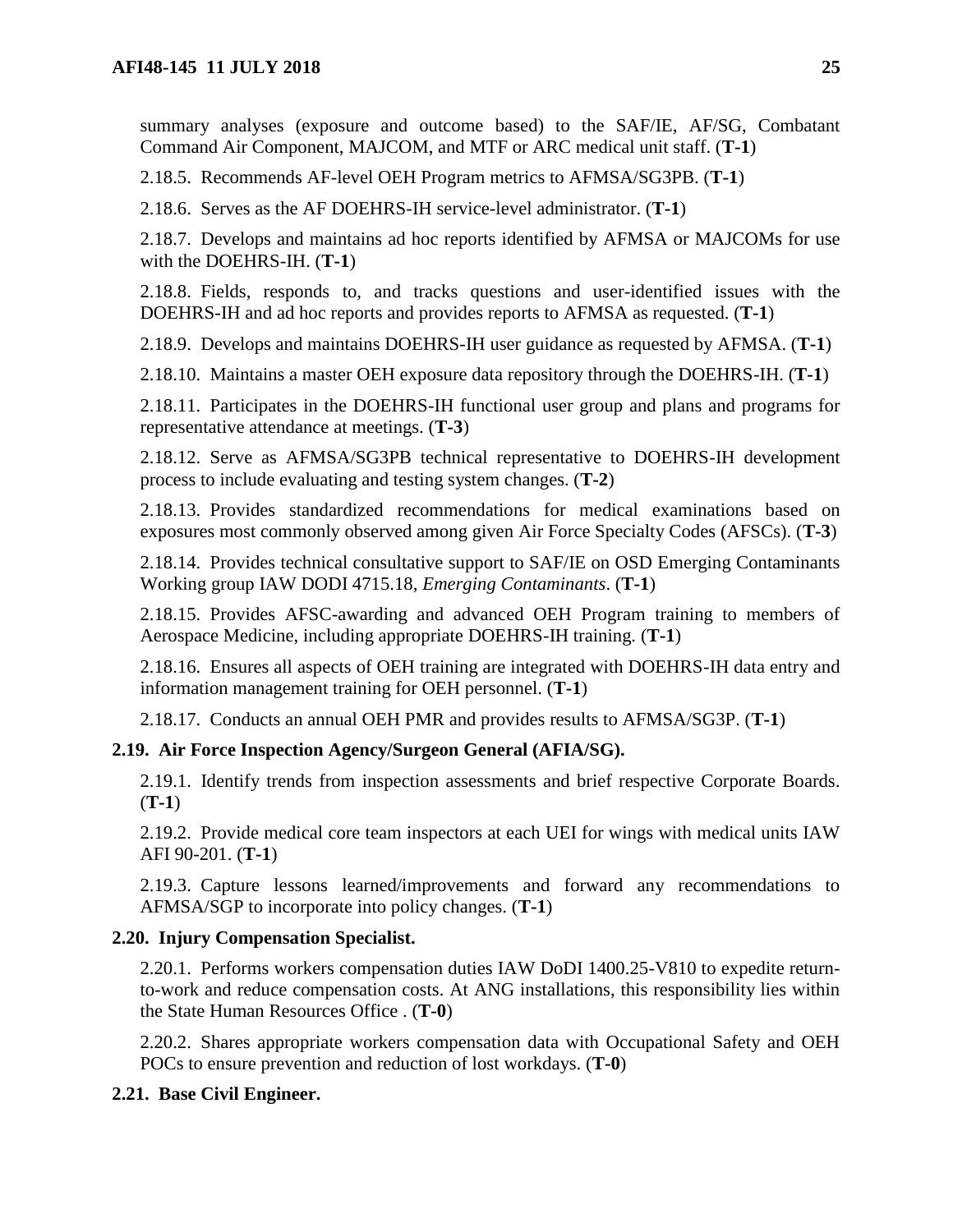summary analyses (exposure and outcome based) to the SAF/IE, AF/SG, Combatant Command Air Component, MAJCOM, and MTF or ARC medical unit staff. (**T-1**)

2.18.5. Recommends AF-level OEH Program metrics to AFMSA/SG3PB. (**T-1**)

2.18.6. Serves as the AF DOEHRS-IH service-level administrator. (**T-1**)

2.18.7. Develops and maintains ad hoc reports identified by AFMSA or MAJCOMs for use with the DOEHRS-IH. (**T-1**)

2.18.8. Fields, responds to, and tracks questions and user-identified issues with the DOEHRS-IH and ad hoc reports and provides reports to AFMSA as requested. (**T-1**)

2.18.9. Develops and maintains DOEHRS-IH user guidance as requested by AFMSA. (**T-1**)

2.18.10. Maintains a master OEH exposure data repository through the DOEHRS-IH. (**T-1**)

2.18.11. Participates in the DOEHRS-IH functional user group and plans and programs for representative attendance at meetings. (**T-3**)

2.18.12. Serve as AFMSA/SG3PB technical representative to DOEHRS-IH development process to include evaluating and testing system changes. (**T-2**)

2.18.13. Provides standardized recommendations for medical examinations based on exposures most commonly observed among given Air Force Specialty Codes (AFSCs). (**T-3**)

2.18.14. Provides technical consultative support to SAF/IE on OSD Emerging Contaminants Working group IAW DODI 4715.18, *Emerging Contaminants*. (**T-1**)

2.18.15. Provides AFSC-awarding and advanced OEH Program training to members of Aerospace Medicine, including appropriate DOEHRS-IH training. (**T-1**)

2.18.16. Ensures all aspects of OEH training are integrated with DOEHRS-IH data entry and information management training for OEH personnel. (**T-1**)

2.18.17. Conducts an annual OEH PMR and provides results to AFMSA/SG3P. (**T-1**)

### 2.19. Air Force Inspection Agency/Surgeon General (AFIA/SG).

2.19.1. Identify trends from inspection assessments and brief respective Corporate Boards. (**T-1**)

2.19.2. Provide medical core team inspectors at each UEI for wings with medical units IAW AFI 90-201. (**T-1**)

2.19.3. Capture lessons learned/improvements and forward any recommendations to AFMSA/SGP to incorporate into policy changes. (**T-1**)

### 2.20. Injury Compensation Specialist.

2.20.1. Performs workers compensation duties IAW DoDI 1400.25-V810 to expedite return-to-work and reduce compensation costs. At ANG installations, this responsibility lies within the State Human Resources Office . (**T-0**)

2.20.2. Shares appropriate workers compensation data with Occupational Safety and OEH POCs to ensure prevention and reduction of lost workdays. (**T-0**)

### 2.21. Base Civil Engineer.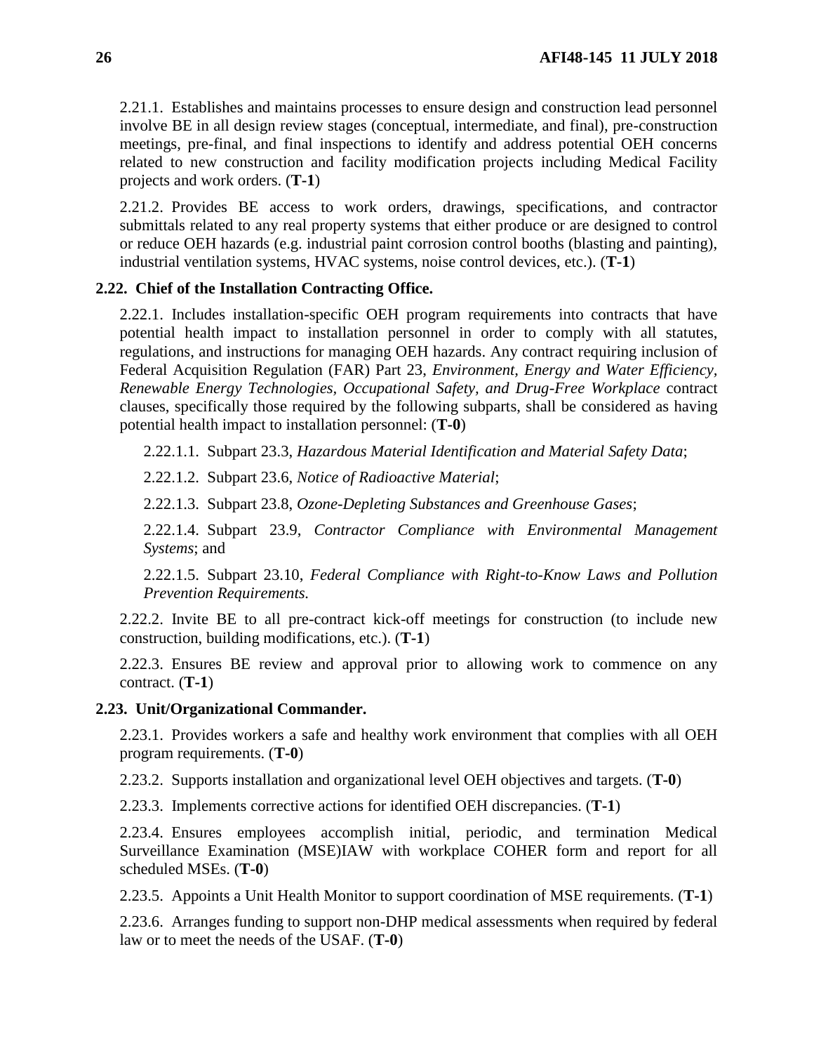2.21.1. Establishes and maintains processes to ensure design and construction lead personnel involve BE in all design review stages (conceptual, intermediate, and final), pre-construction meetings, pre-final, and final inspections to identify and address potential OEH concerns related to new construction and facility modification projects including Medical Facility projects and work orders. (**T-1**)

2.21.2. Provides BE access to work orders, drawings, specifications, and contractor submittals related to any real property systems that either produce or are designed to control or reduce OEH hazards (e.g. industrial paint corrosion control booths (blasting and painting), industrial ventilation systems, HVAC systems, noise control devices, etc.). (**T-1**)

**2.22. Chief of the Installation Contracting Office.**

2.22.1. Includes installation-specific OEH program requirements into contracts that have potential health impact to installation personnel in order to comply with all statutes, regulations, and instructions for managing OEH hazards. Any contract requiring inclusion of Federal Acquisition Regulation (FAR) Part 23, *Environment, Energy and Water Efficiency, Renewable Energy Technologies, Occupational Safety, and Drug-Free Workplace* contract clauses, specifically those required by the following subparts, shall be considered as having potential health impact to installation personnel: (**T-0**)

2.22.1.1. Subpart 23.3, *Hazardous Material Identification and Material Safety Data*;

2.22.1.2. Subpart 23.6, *Notice of Radioactive Material*;

2.22.1.3. Subpart 23.8, *Ozone-Depleting Substances and Greenhouse Gases*;

2.22.1.4. Subpart 23.9, *Contractor Compliance with Environmental Management Systems*; and

2.22.1.5. Subpart 23.10, *Federal Compliance with Right-to-Know Laws and Pollution Prevention Requirements.*

2.22.2. Invite BE to all pre-contract kick-off meetings for construction (to include new construction, building modifications, etc.). (**T-1**)

2.22.3. Ensures BE review and approval prior to allowing work to commence on any contract. (**T-1**)

**2.23. Unit/Organizational Commander.**

2.23.1. Provides workers a safe and healthy work environment that complies with all OEH program requirements. (**T-0**)

2.23.2. Supports installation and organizational level OEH objectives and targets. (**T-0**)

2.23.3. Implements corrective actions for identified OEH discrepancies. (**T-1**)

2.23.4. Ensures employees accomplish initial, periodic, and termination Medical Surveillance Examination (MSE)IAW with workplace COHER form and report for all scheduled MSEs. (**T-0**)

2.23.5. Appoints a Unit Health Monitor to support coordination of MSE requirements. (**T-1**)

2.23.6. Arranges funding to support non-DHP medical assessments when required by federal law or to meet the needs of the USAF. (**T-0**)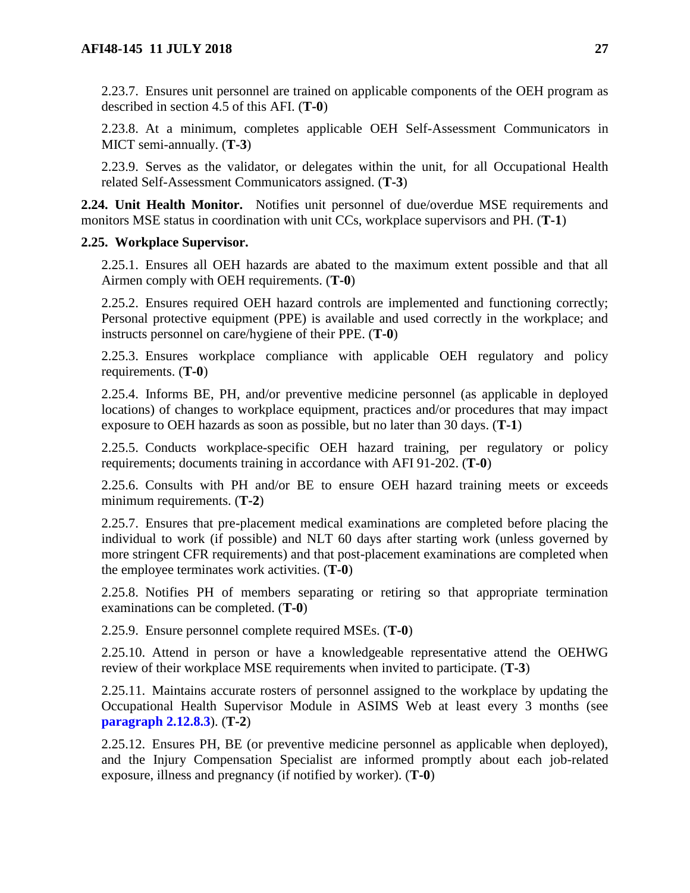2.23.7. Ensures unit personnel are trained on applicable components of the OEH program as described in section 4.5 of this AFI. (**T-0**)

2.23.8. At a minimum, completes applicable OEH Self-Assessment Communicators in MICT semi-annually. (**T-3**)

2.23.9. Serves as the validator, or delegates within the unit, for all Occupational Health related Self-Assessment Communicators assigned. (**T-3**)

**2.24. Unit Health Monitor.** Notifies unit personnel of due/overdue MSE requirements and monitors MSE status in coordination with unit CCs, workplace supervisors and PH. (**T-1**)

**2.25. Workplace Supervisor.**

2.25.1. Ensures all OEH hazards are abated to the maximum extent possible and that all Airmen comply with OEH requirements. (**T-0**)

2.25.2. Ensures required OEH hazard controls are implemented and functioning correctly; Personal protective equipment (PPE) is available and used correctly in the workplace; and instructs personnel on care/hygiene of their PPE. (**T-0**)

2.25.3. Ensures workplace compliance with applicable OEH regulatory and policy requirements. (**T-0**)

2.25.4. Informs BE, PH, and/or preventive medicine personnel (as applicable in deployed locations) of changes to workplace equipment, practices and/or procedures that may impact exposure to OEH hazards as soon as possible, but no later than 30 days. (**T-1**)

2.25.5. Conducts workplace-specific OEH hazard training, per regulatory or policy requirements; documents training in accordance with AFI 91-202. (**T-0**)

2.25.6. Consults with PH and/or BE to ensure OEH hazard training meets or exceeds minimum requirements. (**T-2**)

2.25.7. Ensures that pre-placement medical examinations are completed before placing the individual to work (if possible) and NLT 60 days after starting work (unless governed by more stringent CFR requirements) and that post-placement examinations are completed when the employee terminates work activities. (**T-0**)

2.25.8. Notifies PH of members separating or retiring so that appropriate termination examinations can be completed. (**T-0**)

2.25.9. Ensure personnel complete required MSEs. (**T-0**)

2.25.10. Attend in person or have a knowledgeable representative attend the OEHWG review of their workplace MSE requirements when invited to participate. (**T-3**)

2.25.11. Maintains accurate rosters of personnel assigned to the workplace by updating the Occupational Health Supervisor Module in ASIMS Web at least every 3 months (see **paragraph 2.12.8.3**). (**T-2**)

2.25.12. Ensures PH, BE (or preventive medicine personnel as applicable when deployed), and the Injury Compensation Specialist are informed promptly about each job-related exposure, illness and pregnancy (if notified by worker). (**T-0**)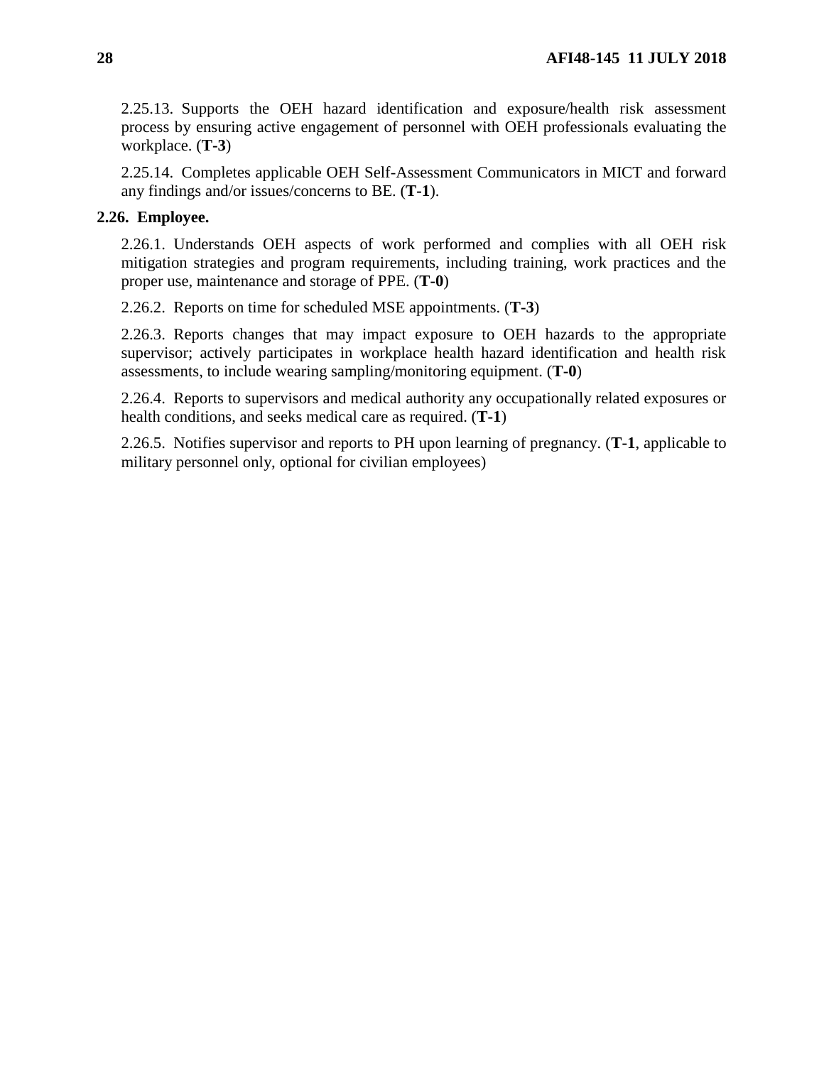2.25.13. Supports the OEH hazard identification and exposure/health risk assessment process by ensuring active engagement of personnel with OEH professionals evaluating the workplace. (**T-3**)

2.25.14. Completes applicable OEH Self-Assessment Communicators in MICT and forward any findings and/or issues/concerns to BE. (**T-1**).

**2.26. Employee.**

2.26.1. Understands OEH aspects of work performed and complies with all OEH risk mitigation strategies and program requirements, including training, work practices and the proper use, maintenance and storage of PPE. (**T-0**)

2.26.2. Reports on time for scheduled MSE appointments. (**T-3**)

2.26.3. Reports changes that may impact exposure to OEH hazards to the appropriate supervisor; actively participates in workplace health hazard identification and health risk assessments, to include wearing sampling/monitoring equipment. (**T-0**)

2.26.4. Reports to supervisors and medical authority any occupationally related exposures or health conditions, and seeks medical care as required. (**T-1**)

2.26.5. Notifies supervisor and reports to PH upon learning of pregnancy. (**T-1**, applicable to military personnel only, optional for civilian employees)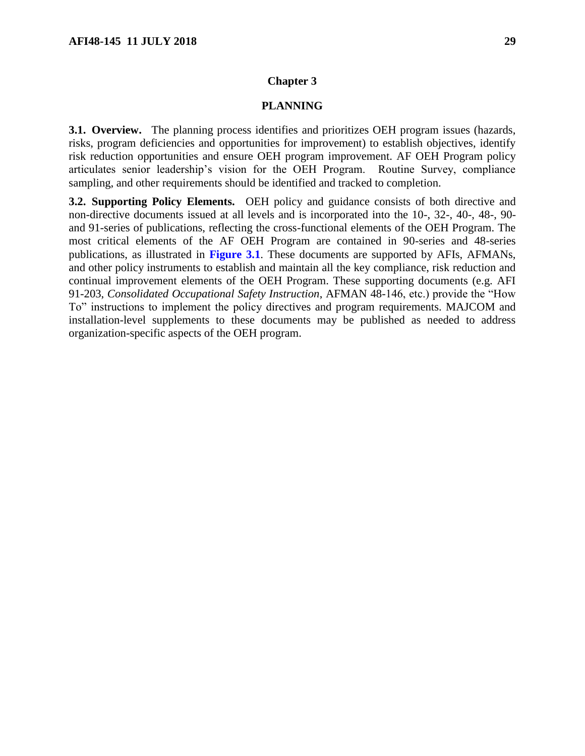# Chapter 3

## PLANNING

**3.1. Overview.** The planning process identifies and prioritizes OEH program issues (hazards, risks, program deficiencies and opportunities for improvement) to establish objectives, identify risk reduction opportunities and ensure OEH program improvement. AF OEH Program policy articulates senior leadership's vision for the OEH Program. Routine Survey, compliance sampling, and other requirements should be identified and tracked to completion.

**3.2. Supporting Policy Elements.** OEH policy and guidance consists of both directive and non-directive documents issued at all levels and is incorporated into the 10-, 32-, 40-, 48-, 90- and 91-series of publications, reflecting the cross-functional elements of the OEH Program. The most critical elements of the AF OEH Program are contained in 90-series and 48-series publications, as illustrated in **Figure 3.1**. These documents are supported by AFIs, AFMANs, and other policy instruments to establish and maintain all the key compliance, risk reduction and continual improvement elements of the OEH Program. These supporting documents (e.g. AFI 91-203, *Consolidated Occupational Safety Instruction*, AFMAN 48-146, etc.) provide the "How To" instructions to implement the policy directives and program requirements. MAJCOM and installation-level supplements to these documents may be published as needed to address organization-specific aspects of the OEH program.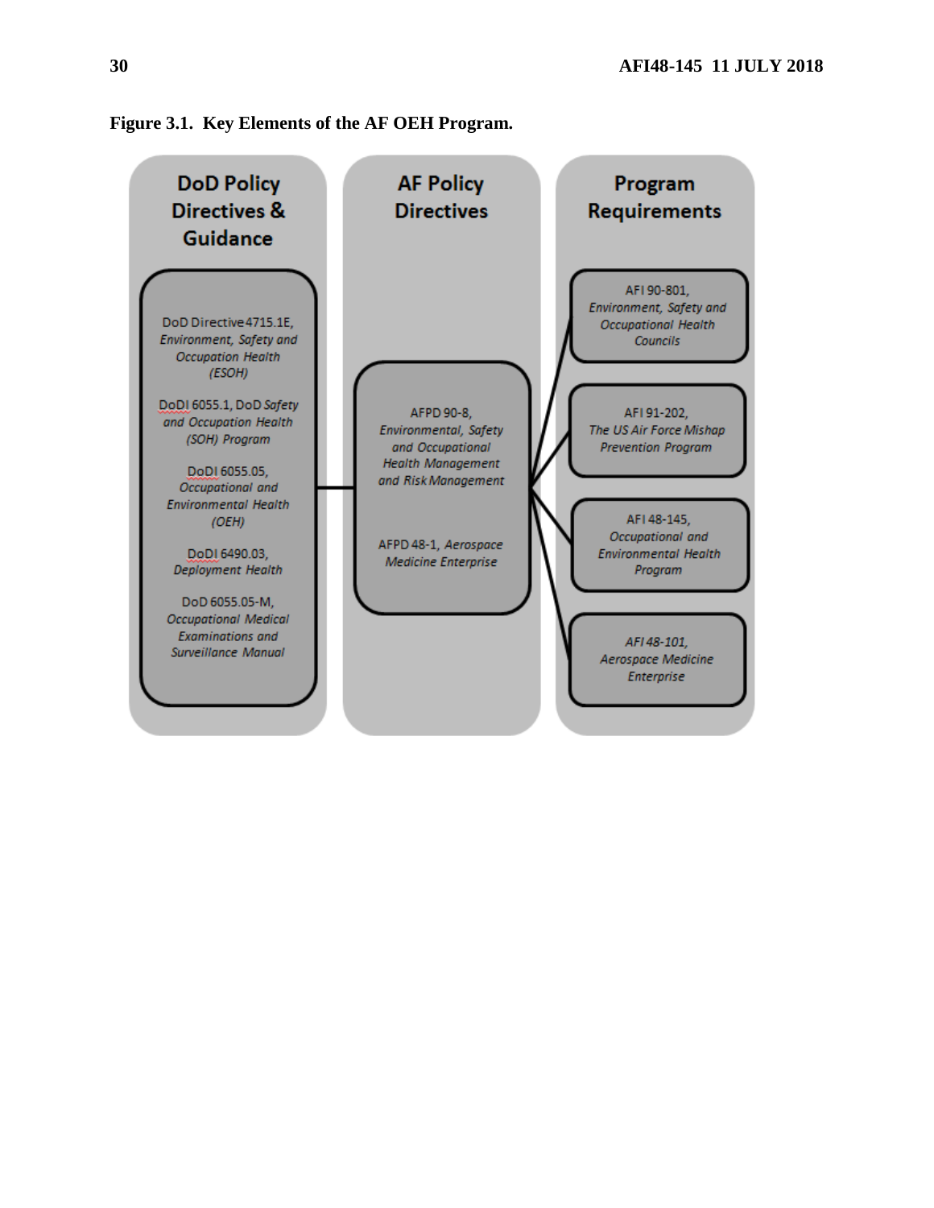**Figure 3.1. Key Elements of the AF OEH Program.**

**DoD Policy Directives & Guidance**

- DoD Directive 4715.1E, *Environment, Safety and Occupation Health (ESOH)*
- DoDI 6055.1, DoD *Safety and Occupation Health (SOH) Program*
- DoDI 6055.05, *Occupational and Environmental Health (OEH)*
- DoDI 6490.03, *Deployment Health*
- DoD 6055.05-M, *Occupational Medical Examinations and Surveillance Manual*

**AF Policy Directives**

- AFPD 90-8, *Environmental, Safety and Occupational Health Management and Risk Management*
- AFPD 48-1, *Aerospace Medicine Enterprise*

**Program Requirements**

- AFI 90-801, *Environment, Safety and Occupational Health Councils*
- AFI 91-202, *The US Air Force Mishap Prevention Program*
- AFI 48-145, *Occupational and Environmental Health Program*
- *AFI 48-101, Aerospace Medicine Enterprise*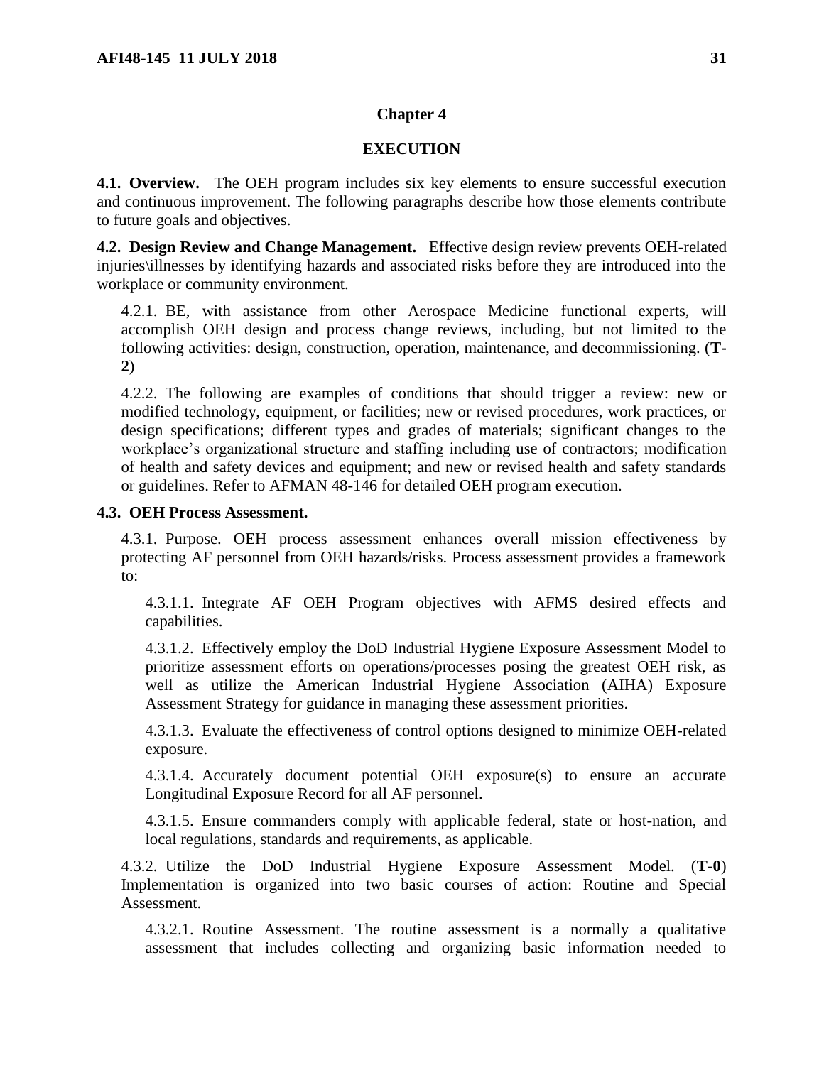## Chapter 4

## EXECUTION

**4.1. Overview.** The OEH program includes six key elements to ensure successful execution and continuous improvement. The following paragraphs describe how those elements contribute to future goals and objectives.

**4.2. Design Review and Change Management.** Effective design review prevents OEH-related injuries\illnesses by identifying hazards and associated risks before they are introduced into the workplace or community environment.

4.2.1. BE, with assistance from other Aerospace Medicine functional experts, will accomplish OEH design and process change reviews, including, but not limited to the following activities: design, construction, operation, maintenance, and decommissioning. (**T-2**)

4.2.2. The following are examples of conditions that should trigger a review: new or modified technology, equipment, or facilities; new or revised procedures, work practices, or design specifications; different types and grades of materials; significant changes to the workplace's organizational structure and staffing including use of contractors; modification of health and safety devices and equipment; and new or revised health and safety standards or guidelines. Refer to AFMAN 48-146 for detailed OEH program execution.

**4.3. OEH Process Assessment.**

4.3.1. Purpose. OEH process assessment enhances overall mission effectiveness by protecting AF personnel from OEH hazards/risks. Process assessment provides a framework to:

4.3.1.1. Integrate AF OEH Program objectives with AFMS desired effects and capabilities.

4.3.1.2. Effectively employ the DoD Industrial Hygiene Exposure Assessment Model to prioritize assessment efforts on operations/processes posing the greatest OEH risk, as well as utilize the American Industrial Hygiene Association (AIHA) Exposure Assessment Strategy for guidance in managing these assessment priorities.

4.3.1.3. Evaluate the effectiveness of control options designed to minimize OEH-related exposure.

4.3.1.4. Accurately document potential OEH exposure(s) to ensure an accurate Longitudinal Exposure Record for all AF personnel.

4.3.1.5. Ensure commanders comply with applicable federal, state or host-nation, and local regulations, standards and requirements, as applicable.

4.3.2. Utilize the DoD Industrial Hygiene Exposure Assessment Model. (**T-0**) Implementation is organized into two basic courses of action: Routine and Special Assessment.

4.3.2.1. Routine Assessment. The routine assessment is a normally a qualitative assessment that includes collecting and organizing basic information needed to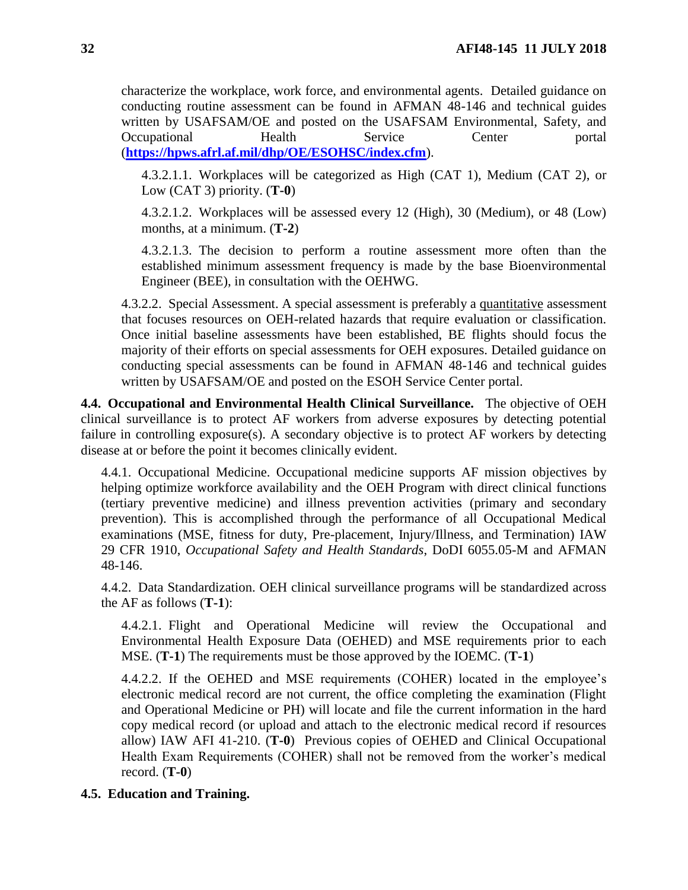characterize the workplace, work force, and environmental agents. Detailed guidance on conducting routine assessment can be found in AFMAN 48-146 and technical guides written by USAFSAM/OE and posted on the USAFSAM Environmental, Safety, and Occupational Health Service Center portal (**https://hpws.afrl.af.mil/dhp/OE/ESOHSC/index.cfm**).

4.3.2.1.1. Workplaces will be categorized as High (CAT 1), Medium (CAT 2), or Low (CAT 3) priority. (**T-0**)

4.3.2.1.2. Workplaces will be assessed every 12 (High), 30 (Medium), or 48 (Low) months, at a minimum. (**T-2**)

4.3.2.1.3. The decision to perform a routine assessment more often than the established minimum assessment frequency is made by the base Bioenvironmental Engineer (BEE), in consultation with the OEHWG.

4.3.2.2. Special Assessment. A special assessment is preferably a quantitative assessment that focuses resources on OEH-related hazards that require evaluation or classification. Once initial baseline assessments have been established, BE flights should focus the majority of their efforts on special assessments for OEH exposures. Detailed guidance on conducting special assessments can be found in AFMAN 48-146 and technical guides written by USAFSAM/OE and posted on the ESOH Service Center portal.

**4.4. Occupational and Environmental Health Clinical Surveillance.** The objective of OEH clinical surveillance is to protect AF workers from adverse exposures by detecting potential failure in controlling exposure(s). A secondary objective is to protect AF workers by detecting disease at or before the point it becomes clinically evident.

4.4.1. Occupational Medicine. Occupational medicine supports AF mission objectives by helping optimize workforce availability and the OEH Program with direct clinical functions (tertiary preventive medicine) and illness prevention activities (primary and secondary prevention). This is accomplished through the performance of all Occupational Medical examinations (MSE, fitness for duty, Pre-placement, Injury/Illness, and Termination) IAW 29 CFR 1910, *Occupational Safety and Health Standards*, DoDI 6055.05-M and AFMAN 48-146.

4.4.2. Data Standardization. OEH clinical surveillance programs will be standardized across the AF as follows (**T-1**):

4.4.2.1. Flight and Operational Medicine will review the Occupational and Environmental Health Exposure Data (OEHED) and MSE requirements prior to each MSE. (**T-1**) The requirements must be those approved by the IOEMC. (**T-1**)

4.4.2.2. If the OEHED and MSE requirements (COHER) located in the employee's electronic medical record are not current, the office completing the examination (Flight and Operational Medicine or PH) will locate and file the current information in the hard copy medical record (or upload and attach to the electronic medical record if resources allow) IAW AFI 41-210. (**T-0**) Previous copies of OEHED and Clinical Occupational Health Exam Requirements (COHER) shall not be removed from the worker's medical record. (**T-0**)

**4.5. Education and Training.**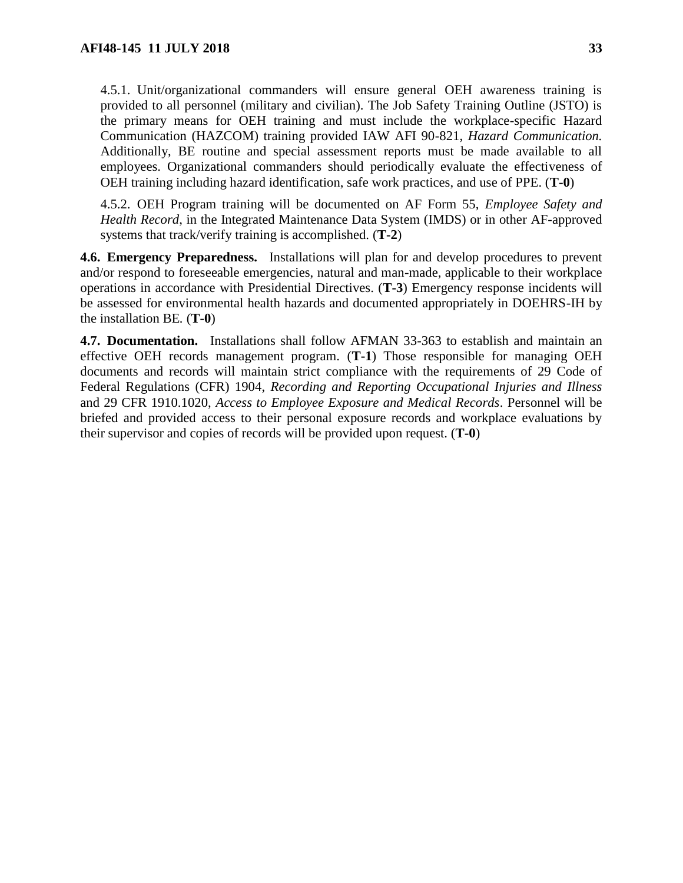4.5.1. Unit/organizational commanders will ensure general OEH awareness training is provided to all personnel (military and civilian). The Job Safety Training Outline (JSTO) is the primary means for OEH training and must include the workplace-specific Hazard Communication (HAZCOM) training provided IAW AFI 90-821, *Hazard Communication.* Additionally, BE routine and special assessment reports must be made available to all employees. Organizational commanders should periodically evaluate the effectiveness of OEH training including hazard identification, safe work practices, and use of PPE. (**T-0**)

4.5.2. OEH Program training will be documented on AF Form 55, *Employee Safety and Health Record*, in the Integrated Maintenance Data System (IMDS) or in other AF-approved systems that track/verify training is accomplished. (**T-2**)

**4.6. Emergency Preparedness.** Installations will plan for and develop procedures to prevent and/or respond to foreseeable emergencies, natural and man-made, applicable to their workplace operations in accordance with Presidential Directives. (**T-3**) Emergency response incidents will be assessed for environmental health hazards and documented appropriately in DOEHRS-IH by the installation BE. (**T-0**)

**4.7. Documentation.** Installations shall follow AFMAN 33-363 to establish and maintain an effective OEH records management program. (**T-1**) Those responsible for managing OEH documents and records will maintain strict compliance with the requirements of 29 Code of Federal Regulations (CFR) 1904, *Recording and Reporting Occupational Injuries and Illness* and 29 CFR 1910.1020, *Access to Employee Exposure and Medical Records*. Personnel will be briefed and provided access to their personal exposure records and workplace evaluations by their supervisor and copies of records will be provided upon request. (**T-0**)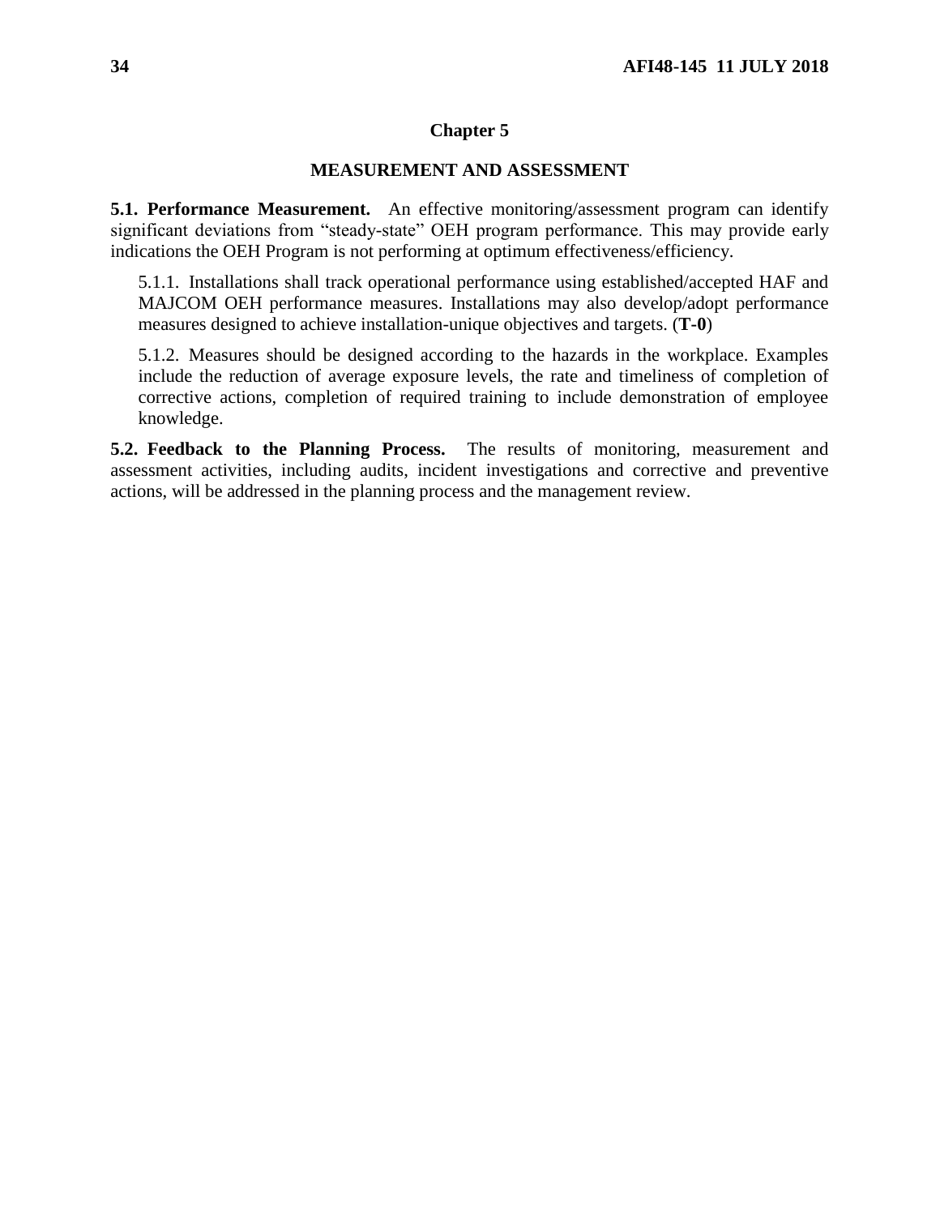# Chapter 5

## MEASUREMENT AND ASSESSMENT

**5.1. Performance Measurement.** An effective monitoring/assessment program can identify significant deviations from "steady-state" OEH program performance. This may provide early indications the OEH Program is not performing at optimum effectiveness/efficiency.

5.1.1. Installations shall track operational performance using established/accepted HAF and MAJCOM OEH performance measures. Installations may also develop/adopt performance measures designed to achieve installation-unique objectives and targets. (**T-0**)

5.1.2. Measures should be designed according to the hazards in the workplace. Examples include the reduction of average exposure levels, the rate and timeliness of completion of corrective actions, completion of required training to include demonstration of employee knowledge.

**5.2. Feedback to the Planning Process.** The results of monitoring, measurement and assessment activities, including audits, incident investigations and corrective and preventive actions, will be addressed in the planning process and the management review.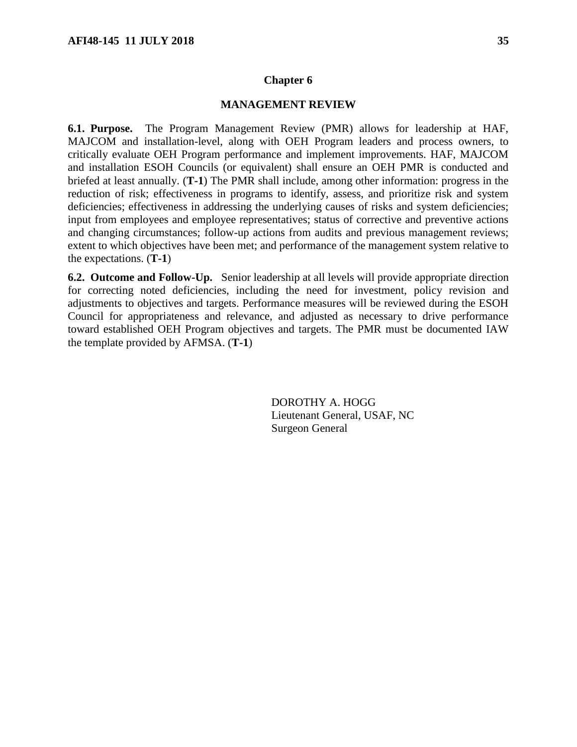# Chapter 6

## MANAGEMENT REVIEW

**6.1. Purpose.** The Program Management Review (PMR) allows for leadership at HAF, MAJCOM and installation-level, along with OEH Program leaders and process owners, to critically evaluate OEH Program performance and implement improvements. HAF, MAJCOM and installation ESOH Councils (or equivalent) shall ensure an OEH PMR is conducted and briefed at least annually. (**T-1**) The PMR shall include, among other information: progress in the reduction of risk; effectiveness in programs to identify, assess, and prioritize risk and system deficiencies; effectiveness in addressing the underlying causes of risks and system deficiencies; input from employees and employee representatives; status of corrective and preventive actions and changing circumstances; follow-up actions from audits and previous management reviews; extent to which objectives have been met; and performance of the management system relative to the expectations. (**T-1**)

**6.2. Outcome and Follow-Up.** Senior leadership at all levels will provide appropriate direction for correcting noted deficiencies, including the need for investment, policy revision and adjustments to objectives and targets. Performance measures will be reviewed during the ESOH Council for appropriateness and relevance, and adjusted as necessary to drive performance toward established OEH Program objectives and targets. The PMR must be documented IAW the template provided by AFMSA. (**T-1**)

DOROTHY A. HOGG
Lieutenant General, USAF, NC
Surgeon General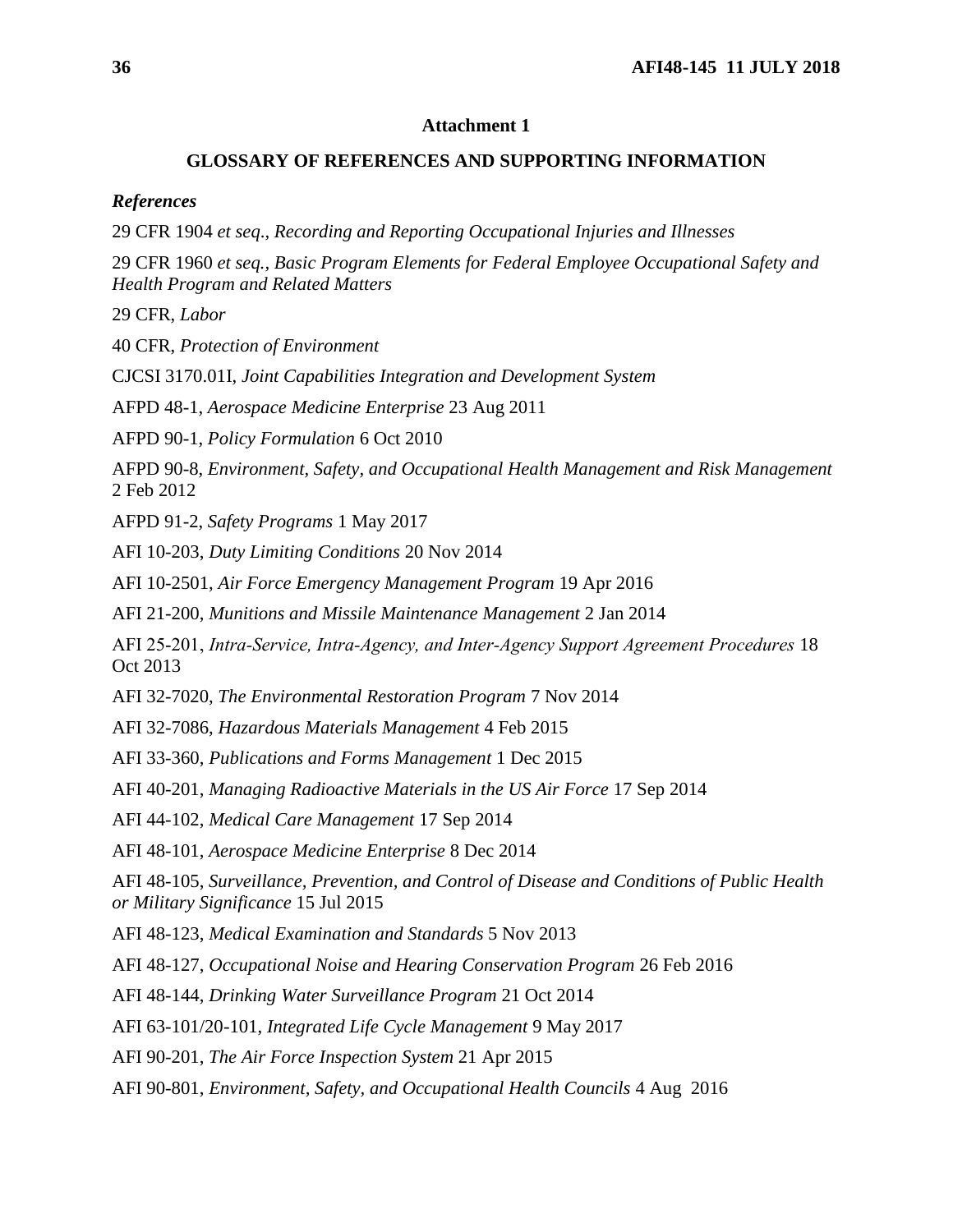## Attachment 1

## GLOSSARY OF REFERENCES AND SUPPORTING INFORMATION

### *References*

29 CFR 1904 *et seq*., *Recording and Reporting Occupational Injuries and Illnesses*

29 CFR 1960 *et seq.*, *Basic Program Elements for Federal Employee Occupational Safety and Health Program and Related Matters*

29 CFR, *Labor*

40 CFR, *Protection of Environment*

CJCSI 3170.01I, *Joint Capabilities Integration and Development System*

AFPD 48-1, *Aerospace Medicine Enterprise* 23 Aug 2011

AFPD 90-1, *Policy Formulation* 6 Oct 2010

AFPD 90-8, *Environment, Safety, and Occupational Health Management and Risk Management* 2 Feb 2012

AFPD 91-2, *Safety Programs* 1 May 2017

AFI 10-203, *Duty Limiting Conditions* 20 Nov 2014

AFI 10-2501, *Air Force Emergency Management Program* 19 Apr 2016

AFI 21-200, *Munitions and Missile Maintenance Management* 2 Jan 2014

AFI 25-201, *Intra-Service, Intra-Agency, and Inter-Agency Support Agreement Procedures* 18 Oct 2013

AFI 32-7020, *The Environmental Restoration Program* 7 Nov 2014

AFI 32-7086, *Hazardous Materials Management* 4 Feb 2015

AFI 33-360, *Publications and Forms Management* 1 Dec 2015

AFI 40-201, *Managing Radioactive Materials in the US Air Force* 17 Sep 2014

AFI 44-102, *Medical Care Management* 17 Sep 2014

AFI 48-101, *Aerospace Medicine Enterprise* 8 Dec 2014

AFI 48-105, *Surveillance, Prevention, and Control of Disease and Conditions of Public Health or Military Significance* 15 Jul 2015

AFI 48-123, *Medical Examination and Standards* 5 Nov 2013

AFI 48-127, *Occupational Noise and Hearing Conservation Program* 26 Feb 2016

AFI 48-144, *Drinking Water Surveillance Program* 21 Oct 2014

AFI 63-101/20-101, *Integrated Life Cycle Management* 9 May 2017

AFI 90-201, *The Air Force Inspection System* 21 Apr 2015

AFI 90-801, *Environment, Safety, and Occupational Health Councils* 4 Aug 2016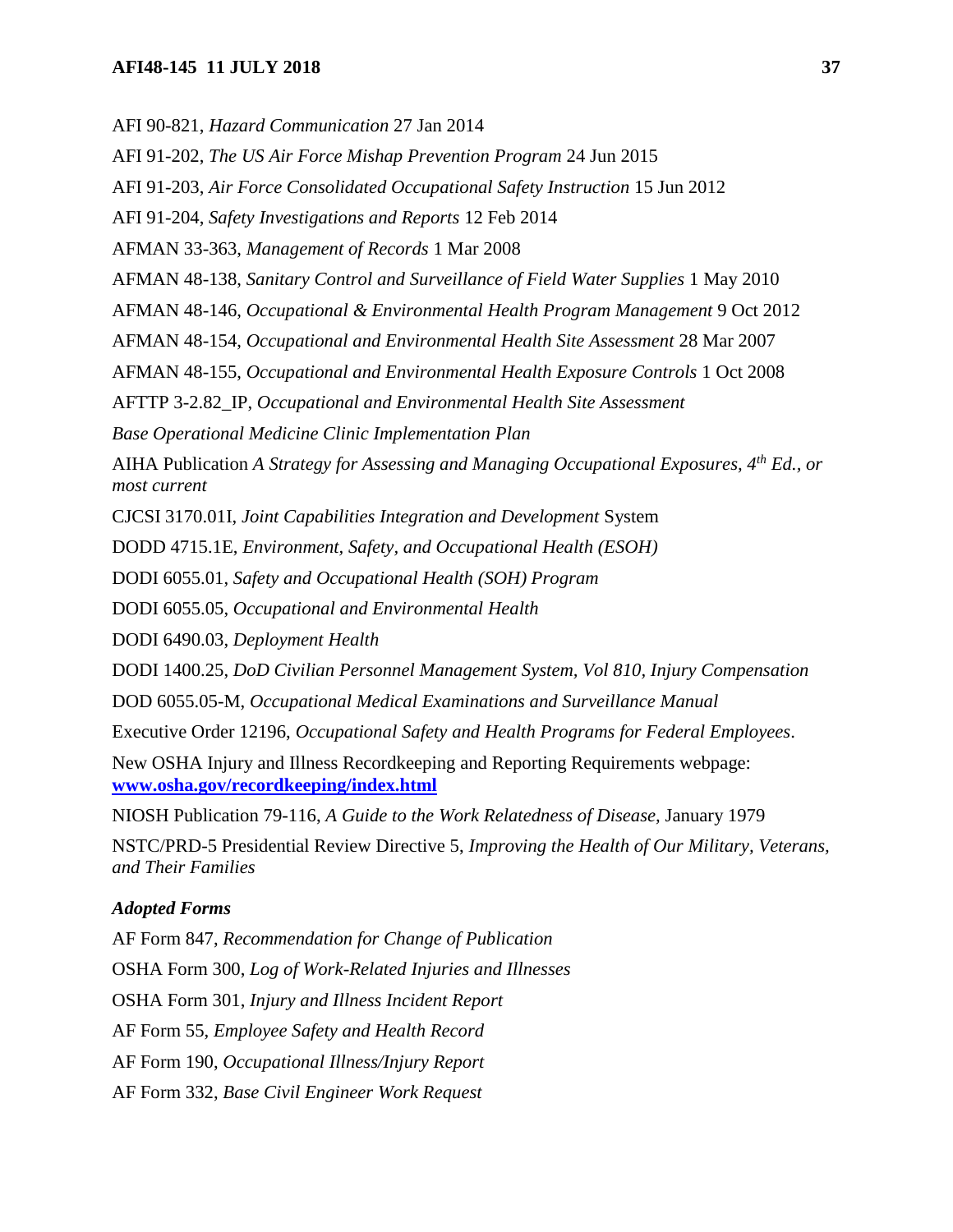AFI 90-821, *Hazard Communication* 27 Jan 2014

AFI 91-202, *The US Air Force Mishap Prevention Program* 24 Jun 2015

AFI 91-203, *Air Force Consolidated Occupational Safety Instruction* 15 Jun 2012

AFI 91-204, *Safety Investigations and Reports* 12 Feb 2014

AFMAN 33-363, *Management of Records* 1 Mar 2008

AFMAN 48-138, *Sanitary Control and Surveillance of Field Water Supplies* 1 May 2010

AFMAN 48-146, *Occupational & Environmental Health Program Management* 9 Oct 2012

AFMAN 48-154, *Occupational and Environmental Health Site Assessment* 28 Mar 2007

AFMAN 48-155, *Occupational and Environmental Health Exposure Controls* 1 Oct 2008

AFTTP 3-2.82_IP, *Occupational and Environmental Health Site Assessment*

*Base Operational Medicine Clinic Implementation Plan*

AIHA Publication *A Strategy for Assessing and Managing Occupational Exposures, 4th Ed., or most current*

CJCSI 3170.01I, *Joint Capabilities Integration and Development* System

DODD 4715.1E, *Environment, Safety, and Occupational Health (ESOH)*

DODI 6055.01, *Safety and Occupational Health (SOH) Program*

DODI 6055.05, *Occupational and Environmental Health*

DODI 6490.03, *Deployment Health*

DODI 1400.25, *DoD Civilian Personnel Management System, Vol 810, Injury Compensation*

DOD 6055.05-M, *Occupational Medical Examinations and Surveillance Manual*

Executive Order 12196, *Occupational Safety and Health Programs for Federal Employees*.

New OSHA Injury and Illness Recordkeeping and Reporting Requirements webpage: **www.osha.gov/recordkeeping/index.html**

NIOSH Publication 79-116, *A Guide to the Work Relatedness of Disease*, January 1979

NSTC/PRD-5 Presidential Review Directive 5, *Improving the Health of Our Military, Veterans, and Their Families*

***Adopted Forms***

AF Form 847, *Recommendation for Change of Publication*

OSHA Form 300, *Log of Work-Related Injuries and Illnesses*

OSHA Form 301, *Injury and Illness Incident Report*

AF Form 55, *Employee Safety and Health Record*

AF Form 190, *Occupational Illness/Injury Report*

AF Form 332, *Base Civil Engineer Work Request*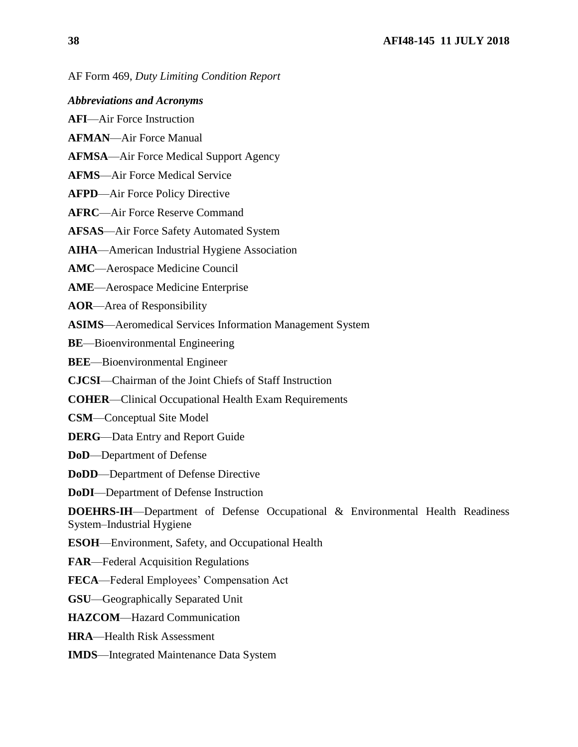AF Form 469, *Duty Limiting Condition Report*

***Abbreviations and Acronyms***

**AFI**—Air Force Instruction

**AFMAN**—Air Force Manual

**AFMSA**—Air Force Medical Support Agency

**AFMS**—Air Force Medical Service

**AFPD**—Air Force Policy Directive

**AFRC**—Air Force Reserve Command

**AFSAS**—Air Force Safety Automated System

**AIHA**—American Industrial Hygiene Association

**AMC**—Aerospace Medicine Council

**AME**—Aerospace Medicine Enterprise

**AOR**—Area of Responsibility

**ASIMS**—Aeromedical Services Information Management System

**BE**—Bioenvironmental Engineering

**BEE**—Bioenvironmental Engineer

**CJCSI**—Chairman of the Joint Chiefs of Staff Instruction

**COHER**—Clinical Occupational Health Exam Requirements

**CSM**—Conceptual Site Model

**DERG**—Data Entry and Report Guide

**DoD**—Department of Defense

**DoDD**—Department of Defense Directive

**DoDI**—Department of Defense Instruction

**DOEHRS-IH**—Department of Defense Occupational & Environmental Health Readiness System–Industrial Hygiene

**ESOH**—Environment, Safety, and Occupational Health

**FAR**—Federal Acquisition Regulations

**FECA**—Federal Employees' Compensation Act

**GSU**—Geographically Separated Unit

**HAZCOM**—Hazard Communication

**HRA**—Health Risk Assessment

**IMDS**—Integrated Maintenance Data System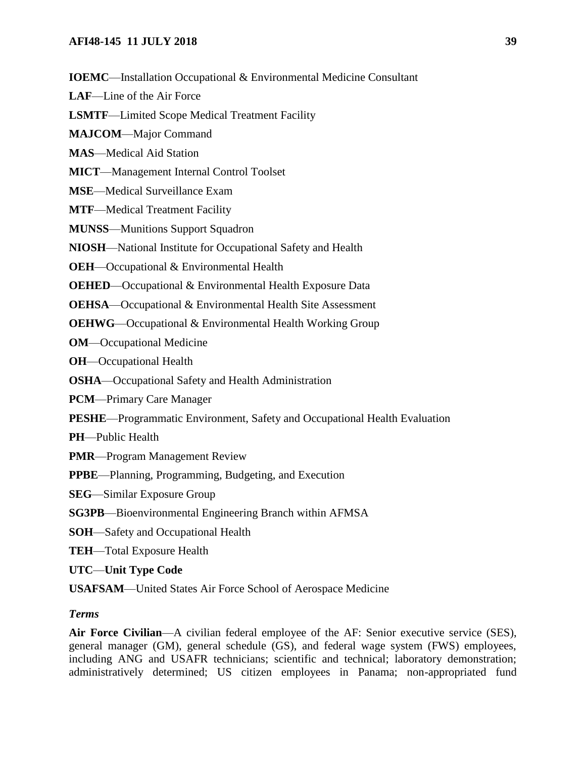**IOEMC**—Installation Occupational & Environmental Medicine Consultant

**LAF**—Line of the Air Force

**LSMTF**—Limited Scope Medical Treatment Facility

**MAJCOM**—Major Command

**MAS**—Medical Aid Station

**MICT**—Management Internal Control Toolset

**MSE**—Medical Surveillance Exam

**MTF**—Medical Treatment Facility

**MUNSS**—Munitions Support Squadron

**NIOSH**—National Institute for Occupational Safety and Health

**OEH**—Occupational & Environmental Health

**OEHED**—Occupational & Environmental Health Exposure Data

**OEHSA**—Occupational & Environmental Health Site Assessment

**OEHWG**—Occupational & Environmental Health Working Group

**OM**—Occupational Medicine

**OH**—Occupational Health

**OSHA**—Occupational Safety and Health Administration

**PCM**—Primary Care Manager

**PESHE**—Programmatic Environment, Safety and Occupational Health Evaluation

**PH**—Public Health

**PMR**—Program Management Review

**PPBE**—Planning, Programming, Budgeting, and Execution

**SEG**—Similar Exposure Group

**SG3PB**—Bioenvironmental Engineering Branch within AFMSA

**SOH**—Safety and Occupational Health

**TEH**—Total Exposure Health

**UTC**—**Unit Type Code**

**USAFSAM**—United States Air Force School of Aerospace Medicine

### *Terms*

**Air Force Civilian**—A civilian federal employee of the AF: Senior executive service (SES), general manager (GM), general schedule (GS), and federal wage system (FWS) employees, including ANG and USAFR technicians; scientific and technical; laboratory demonstration; administratively determined; US citizen employees in Panama; non-appropriated fund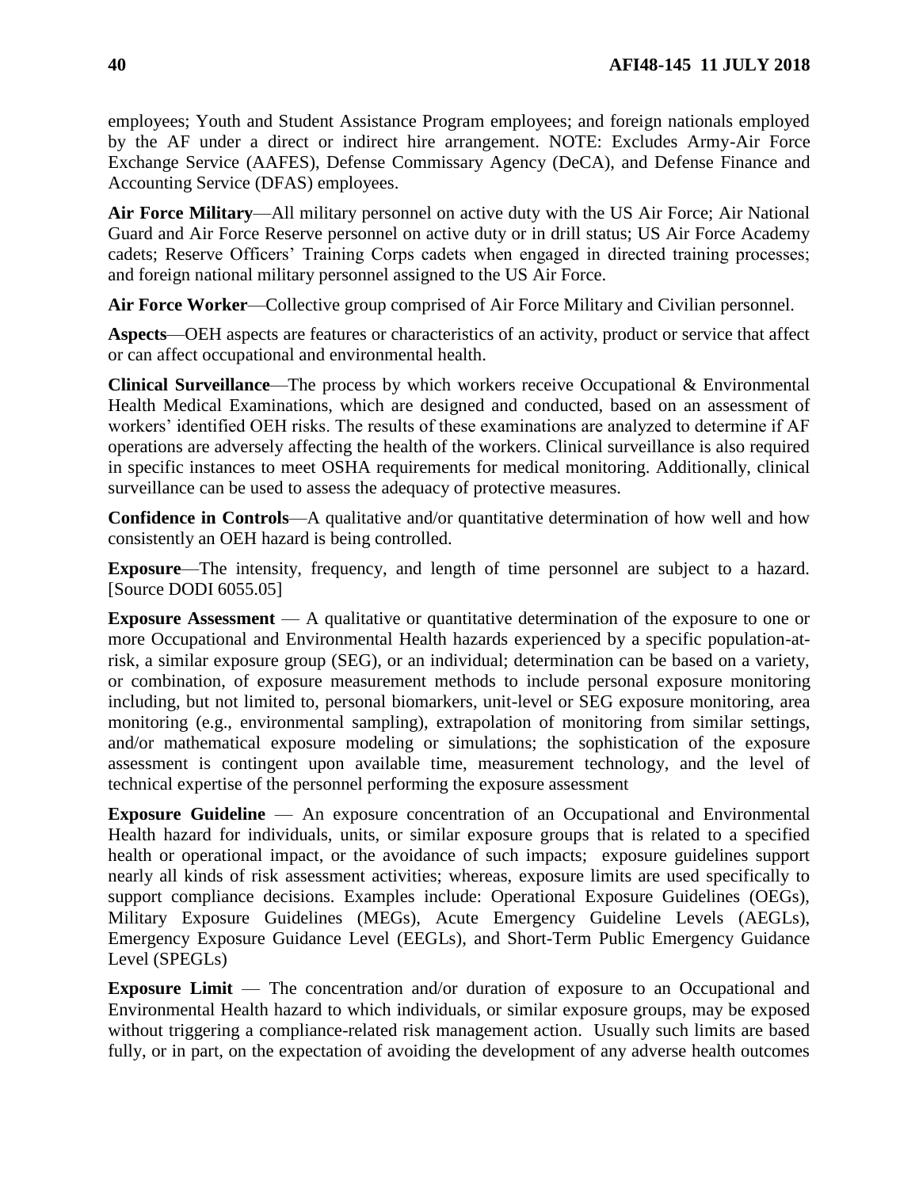employees; Youth and Student Assistance Program employees; and foreign nationals employed by the AF under a direct or indirect hire arrangement. NOTE: Excludes Army-Air Force Exchange Service (AAFES), Defense Commissary Agency (DeCA), and Defense Finance and Accounting Service (DFAS) employees.

**Air Force Military**—All military personnel on active duty with the US Air Force; Air National Guard and Air Force Reserve personnel on active duty or in drill status; US Air Force Academy cadets; Reserve Officers' Training Corps cadets when engaged in directed training processes; and foreign national military personnel assigned to the US Air Force.

**Air Force Worker**—Collective group comprised of Air Force Military and Civilian personnel.

**Aspects**—OEH aspects are features or characteristics of an activity, product or service that affect or can affect occupational and environmental health.

**Clinical Surveillance**—The process by which workers receive Occupational & Environmental Health Medical Examinations, which are designed and conducted, based on an assessment of workers' identified OEH risks. The results of these examinations are analyzed to determine if AF operations are adversely affecting the health of the workers. Clinical surveillance is also required in specific instances to meet OSHA requirements for medical monitoring. Additionally, clinical surveillance can be used to assess the adequacy of protective measures.

**Confidence in Controls**—A qualitative and/or quantitative determination of how well and how consistently an OEH hazard is being controlled.

**Exposure**—The intensity, frequency, and length of time personnel are subject to a hazard. [Source DODI 6055.05]

**Exposure Assessment** — A qualitative or quantitative determination of the exposure to one or more Occupational and Environmental Health hazards experienced by a specific population-at-risk, a similar exposure group (SEG), or an individual; determination can be based on a variety, or combination, of exposure measurement methods to include personal exposure monitoring including, but not limited to, personal biomarkers, unit-level or SEG exposure monitoring, area monitoring (e.g., environmental sampling), extrapolation of monitoring from similar settings, and/or mathematical exposure modeling or simulations; the sophistication of the exposure assessment is contingent upon available time, measurement technology, and the level of technical expertise of the personnel performing the exposure assessment

**Exposure Guideline** — An exposure concentration of an Occupational and Environmental Health hazard for individuals, units, or similar exposure groups that is related to a specified health or operational impact, or the avoidance of such impacts; exposure guidelines support nearly all kinds of risk assessment activities; whereas, exposure limits are used specifically to support compliance decisions. Examples include: Operational Exposure Guidelines (OEGs), Military Exposure Guidelines (MEGs), Acute Emergency Guideline Levels (AEGLs), Emergency Exposure Guidance Level (EEGLs), and Short-Term Public Emergency Guidance Level (SPEGLs)

**Exposure Limit** — The concentration and/or duration of exposure to an Occupational and Environmental Health hazard to which individuals, or similar exposure groups, may be exposed without triggering a compliance-related risk management action. Usually such limits are based fully, or in part, on the expectation of avoiding the development of any adverse health outcomes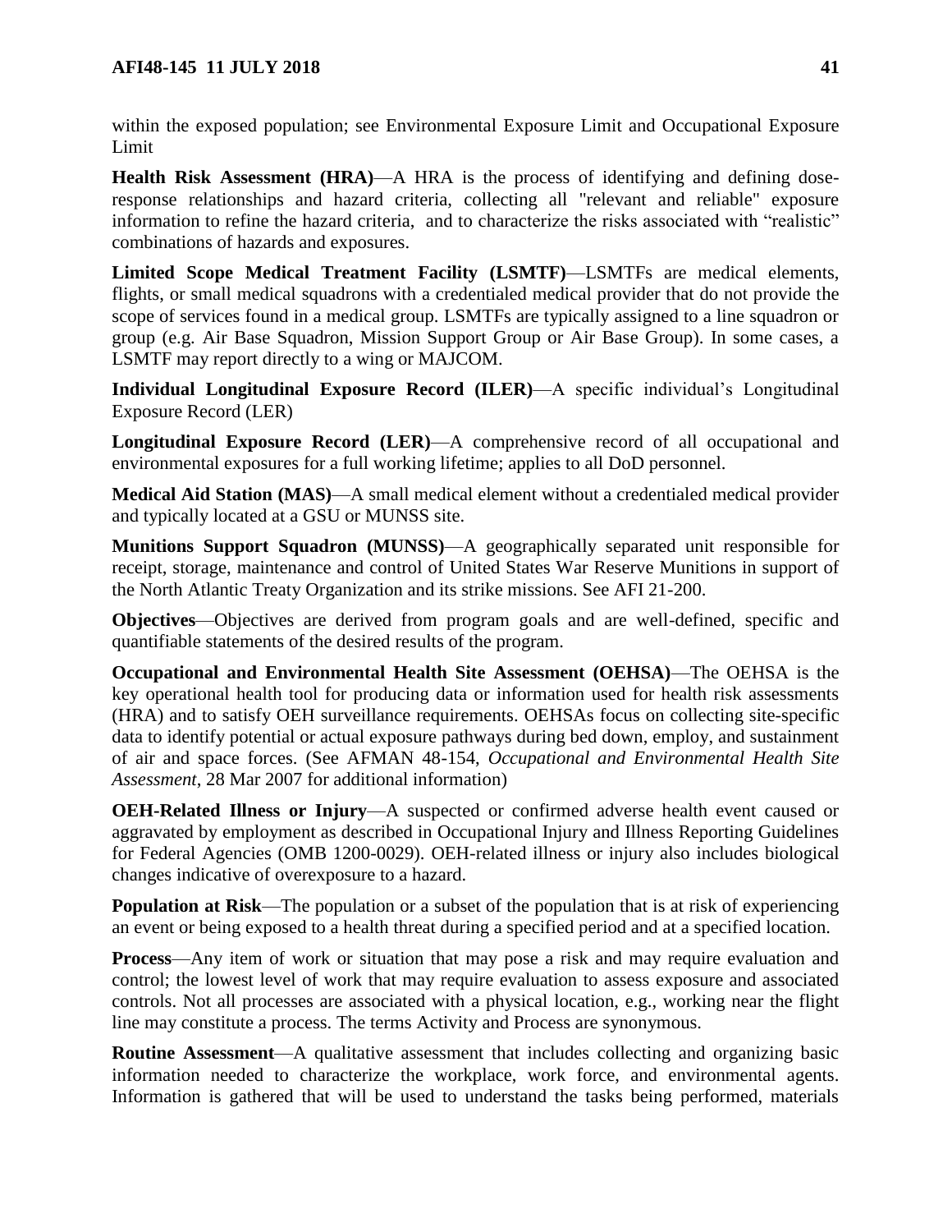within the exposed population; see Environmental Exposure Limit and Occupational Exposure Limit

**Health Risk Assessment (HRA)**—A HRA is the process of identifying and defining dose-response relationships and hazard criteria, collecting all "relevant and reliable" exposure information to refine the hazard criteria, and to characterize the risks associated with "realistic" combinations of hazards and exposures.

**Limited Scope Medical Treatment Facility (LSMTF)**—LSMTFs are medical elements, flights, or small medical squadrons with a credentialed medical provider that do not provide the scope of services found in a medical group. LSMTFs are typically assigned to a line squadron or group (e.g. Air Base Squadron, Mission Support Group or Air Base Group). In some cases, a LSMTF may report directly to a wing or MAJCOM.

**Individual Longitudinal Exposure Record (ILER)**—A specific individual's Longitudinal Exposure Record (LER)

**Longitudinal Exposure Record (LER)**—A comprehensive record of all occupational and environmental exposures for a full working lifetime; applies to all DoD personnel.

**Medical Aid Station (MAS)**—A small medical element without a credentialed medical provider and typically located at a GSU or MUNSS site.

**Munitions Support Squadron (MUNSS)**—A geographically separated unit responsible for receipt, storage, maintenance and control of United States War Reserve Munitions in support of the North Atlantic Treaty Organization and its strike missions. See AFI 21-200.

**Objectives**—Objectives are derived from program goals and are well-defined, specific and quantifiable statements of the desired results of the program.

**Occupational and Environmental Health Site Assessment (OEHSA)**—The OEHSA is the key operational health tool for producing data or information used for health risk assessments (HRA) and to satisfy OEH surveillance requirements. OEHSAs focus on collecting site-specific data to identify potential or actual exposure pathways during bed down, employ, and sustainment of air and space forces. (See AFMAN 48-154, *Occupational and Environmental Health Site Assessment*, 28 Mar 2007 for additional information)

**OEH-Related Illness or Injury**—A suspected or confirmed adverse health event caused or aggravated by employment as described in Occupational Injury and Illness Reporting Guidelines for Federal Agencies (OMB 1200-0029). OEH-related illness or injury also includes biological changes indicative of overexposure to a hazard.

**Population at Risk**—The population or a subset of the population that is at risk of experiencing an event or being exposed to a health threat during a specified period and at a specified location.

**Process**—Any item of work or situation that may pose a risk and may require evaluation and control; the lowest level of work that may require evaluation to assess exposure and associated controls. Not all processes are associated with a physical location, e.g., working near the flight line may constitute a process. The terms Activity and Process are synonymous.

**Routine Assessment**—A qualitative assessment that includes collecting and organizing basic information needed to characterize the workplace, work force, and environmental agents. Information is gathered that will be used to understand the tasks being performed, materials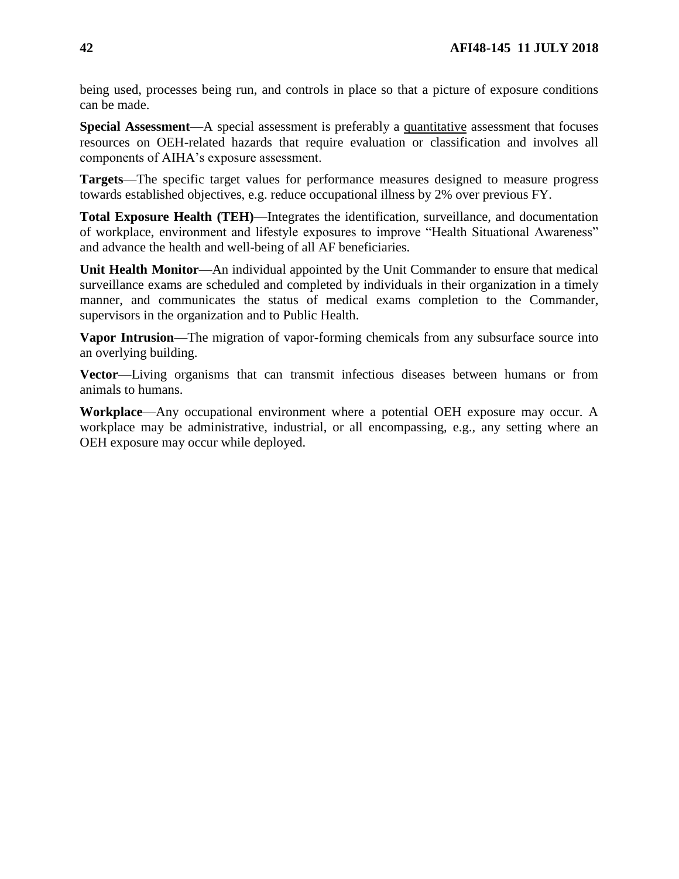being used, processes being run, and controls in place so that a picture of exposure conditions can be made.

**Special Assessment**—A special assessment is preferably a quantitative assessment that focuses resources on OEH-related hazards that require evaluation or classification and involves all components of AIHA's exposure assessment.

**Targets**—The specific target values for performance measures designed to measure progress towards established objectives, e.g. reduce occupational illness by 2% over previous FY.

**Total Exposure Health (TEH)**—Integrates the identification, surveillance, and documentation of workplace, environment and lifestyle exposures to improve "Health Situational Awareness" and advance the health and well-being of all AF beneficiaries.

**Unit Health Monitor**—An individual appointed by the Unit Commander to ensure that medical surveillance exams are scheduled and completed by individuals in their organization in a timely manner, and communicates the status of medical exams completion to the Commander, supervisors in the organization and to Public Health.

**Vapor Intrusion**—The migration of vapor-forming chemicals from any subsurface source into an overlying building.

**Vector**—Living organisms that can transmit infectious diseases between humans or from animals to humans.

**Workplace**—Any occupational environment where a potential OEH exposure may occur. A workplace may be administrative, industrial, or all encompassing, e.g., any setting where an OEH exposure may occur while deployed.